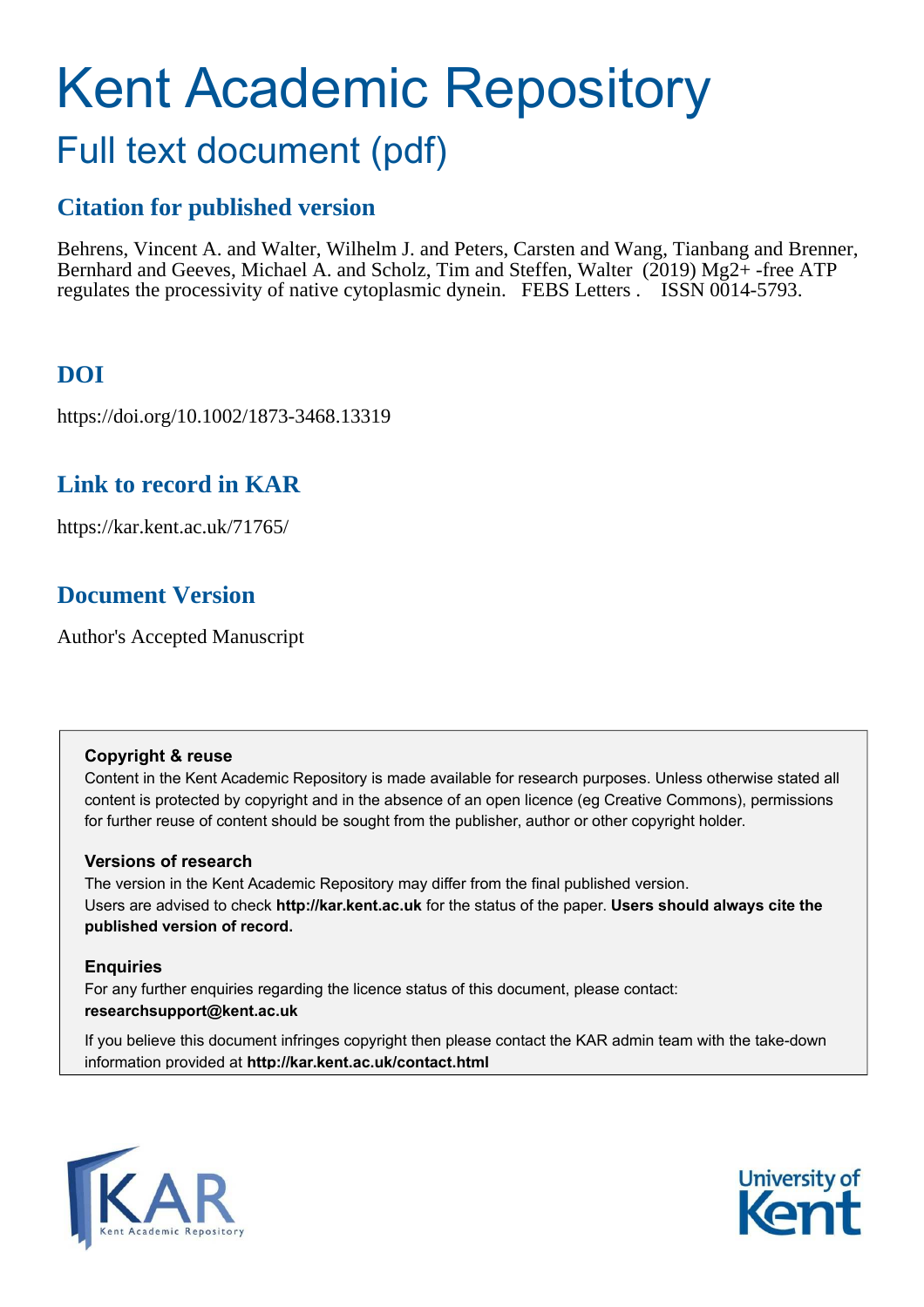# Kent Academic Repository

## Full text document (pdf)

### Citation for published version

Behrens, Vincent A. and Walter, Wilhelm J. and Peters, Carsten and Wang, Tianbang and Brenner, Bernhard and Geeves, Michael A. and Scholz, Tim and Steffen, Walter (2019) Mg2+ -free ATP regulates the processivity of native cytoplasmic dynein. FEBS Letters . ISSN 0014-5793.

### DOI

https://doi.org/10.1002/1873-3468.13319

### Link to record in KAR

https://kar.kent.ac.uk/71765/

### Document Version

Author's Accepted Manuscript

**Copyright & reuse**

Content in the Kent Academic Repository is made available for research purposes. Unless otherwise stated all content is protected by copyright and in the absence of an open licence (eg Creative Commons), permissions for further reuse of content should be sought from the publisher, author or other copyright holder.

**Versions of research**

The version in the Kent Academic Repository may differ from the final published version. Users are advised to check **http://kar.kent.ac.uk** for the status of the paper. **Users should always cite the published version of record.**

**Enquiries**

For any further enquiries regarding the licence status of this document, please contact: **researchsupport@kent.ac.uk**

If you believe this document infringes copyright then please contact the KAR admin team with the take-down information provided at **http://kar.kent.ac.uk/contact.html**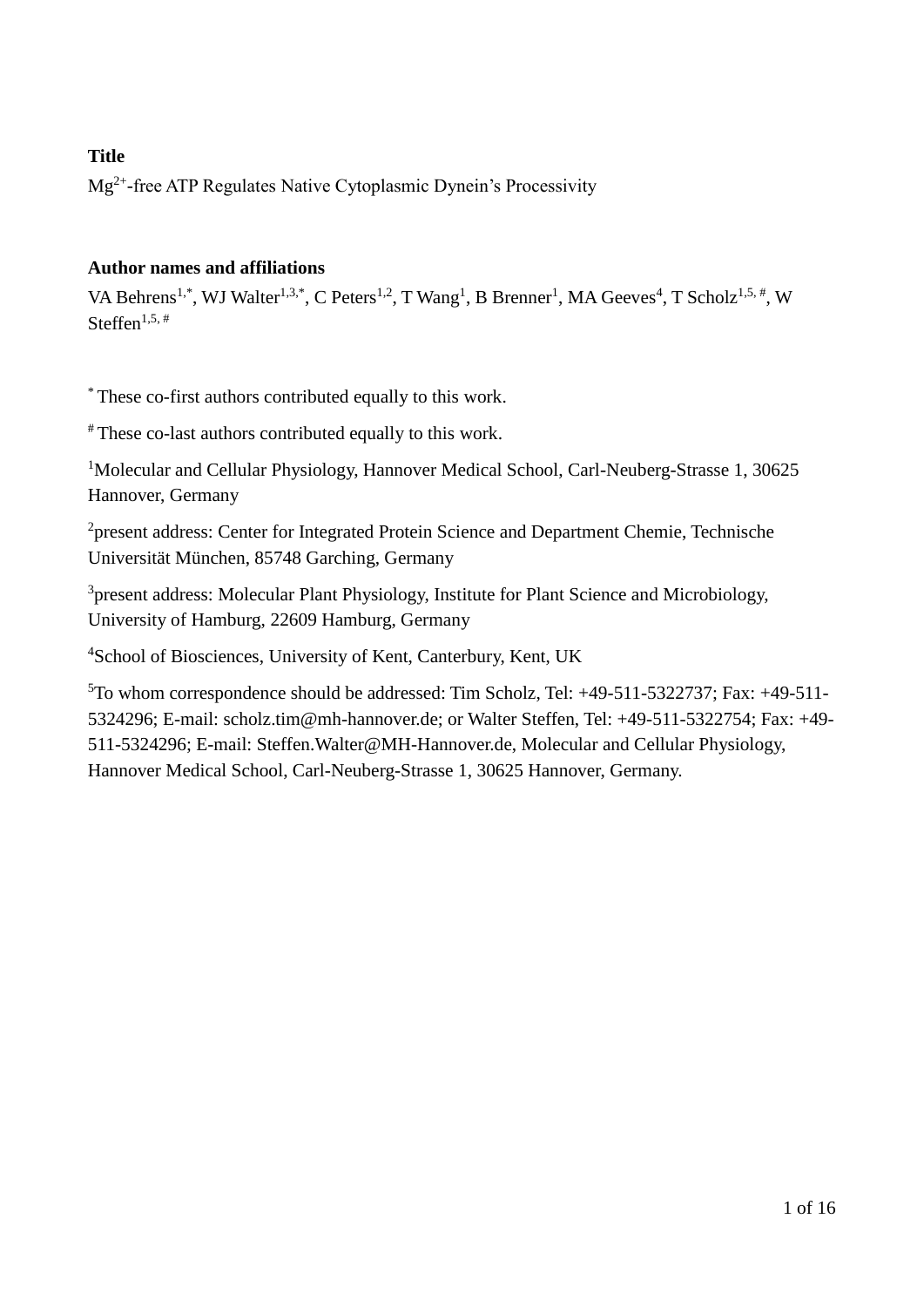**Title**

$Mg^{2+}$-free ATP Regulates Native Cytoplasmic Dynein's Processivity

**Author names and affiliations**

VA Behrens[1,*], WJ Walter[1,3,*], C Peters[1,2], T Wang[1], B Brenner[1], MA Geeves[4], T Scholz[1,5,#], W Steffen[1,5,#]

[*] These co-first authors contributed equally to this work.

[#] These co-last authors contributed equally to this work.

[1]Molecular and Cellular Physiology, Hannover Medical School, Carl-Neuberg-Strasse 1, 30625 Hannover, Germany

[2]present address: Center for Integrated Protein Science and Department Chemie, Technische Universität München, 85748 Garching, Germany

[3]present address: Molecular Plant Physiology, Institute for Plant Science and Microbiology, University of Hamburg, 22609 Hamburg, Germany

[4]School of Biosciences, University of Kent, Canterbury, Kent, UK

[5]To whom correspondence should be addressed: Tim Scholz, Tel: +49-511-5322737; Fax: +49-511-5324296; E-mail: scholz.tim@mh-hannover.de; or Walter Steffen, Tel: +49-511-5322754; Fax: +49-511-5324296; E-mail: Steffen.Walter@MH-Hannover.de, Molecular and Cellular Physiology, Hannover Medical School, Carl-Neuberg-Strasse 1, 30625 Hannover, Germany.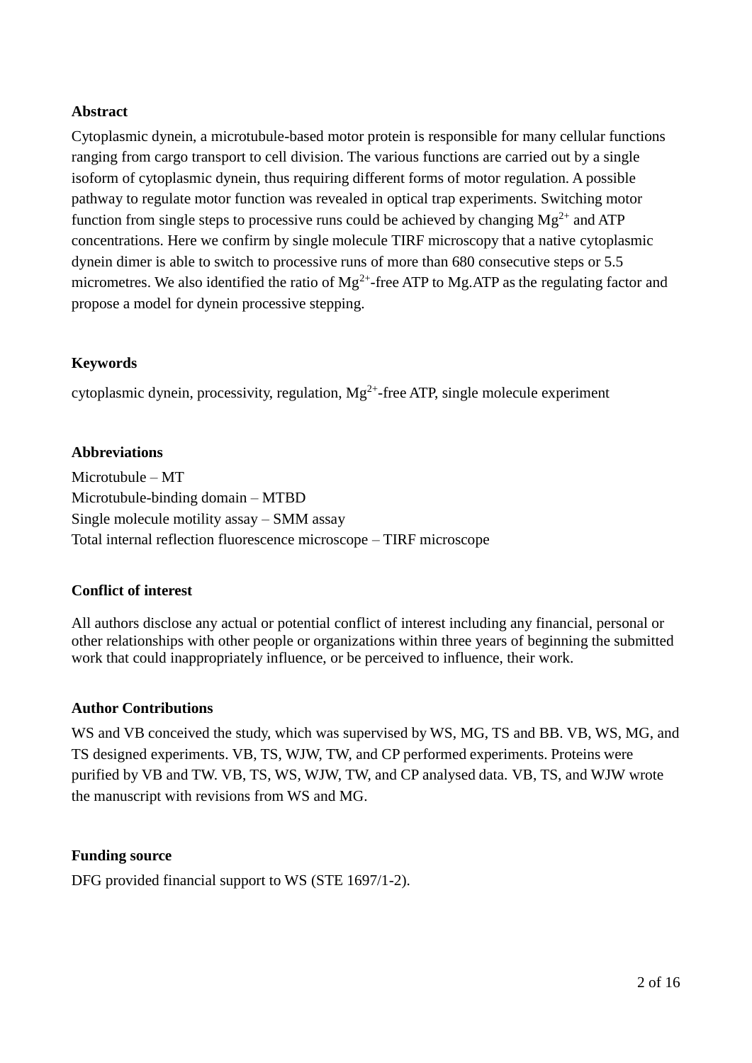**Abstract**

Cytoplasmic dynein, a microtubule-based motor protein is responsible for many cellular functions ranging from cargo transport to cell division. The various functions are carried out by a single isoform of cytoplasmic dynein, thus requiring different forms of motor regulation. A possible pathway to regulate motor function was revealed in optical trap experiments. Switching motor function from single steps to processive runs could be achieved by changing $Mg^{2+}$ and ATP concentrations. Here we confirm by single molecule TIRF microscopy that a native cytoplasmic dynein dimer is able to switch to processive runs of more than 680 consecutive steps or 5.5 micrometres. We also identified the ratio of $Mg^{2+}$-free ATP to Mg.ATP as the regulating factor and propose a model for dynein processive stepping.

**Keywords**

cytoplasmic dynein, processivity, regulation, $Mg^{2+}$-free ATP, single molecule experiment

**Abbreviations**

Microtubule – MT
Microtubule-binding domain – MTBD
Single molecule motility assay – SMM assay
Total internal reflection fluorescence microscope – TIRF microscope

**Conflict of interest**

All authors disclose any actual or potential conflict of interest including any financial, personal or other relationships with other people or organizations within three years of beginning the submitted work that could inappropriately influence, or be perceived to influence, their work.

**Author Contributions**

WS and VB conceived the study, which was supervised by WS, MG, TS and BB. VB, WS, MG, and TS designed experiments. VB, TS, WJW, TW, and CP performed experiments. Proteins were purified by VB and TW. VB, TS, WS, WJW, TW, and CP analysed data. VB, TS, and WJW wrote the manuscript with revisions from WS and MG.

**Funding source**

DFG provided financial support to WS (STE 1697/1-2).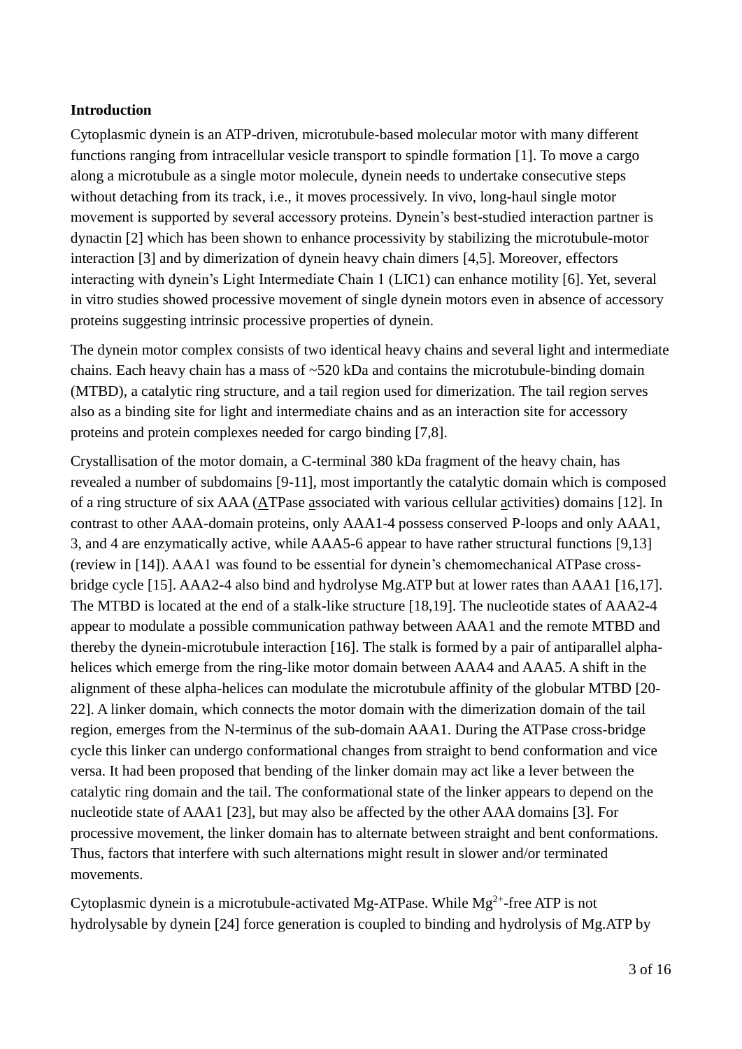## Introduction

Cytoplasmic dynein is an ATP-driven, microtubule-based molecular motor with many different functions ranging from intracellular vesicle transport to spindle formation [1]. To move a cargo along a microtubule as a single motor molecule, dynein needs to undertake consecutive steps without detaching from its track, i.e., it moves processively. In vivo, long-haul single motor movement is supported by several accessory proteins. Dynein's best-studied interaction partner is dynactin [2] which has been shown to enhance processivity by stabilizing the microtubule-motor interaction [3] and by dimerization of dynein heavy chain dimers [4,5]. Moreover, effectors interacting with dynein's Light Intermediate Chain 1 (LIC1) can enhance motility [6]. Yet, several in vitro studies showed processive movement of single dynein motors even in absence of accessory proteins suggesting intrinsic processive properties of dynein.

The dynein motor complex consists of two identical heavy chains and several light and intermediate chains. Each heavy chain has a mass of ~520 kDa and contains the microtubule-binding domain (MTBD), a catalytic ring structure, and a tail region used for dimerization. The tail region serves also as a binding site for light and intermediate chains and as an interaction site for accessory proteins and protein complexes needed for cargo binding [7,8].

Crystallisation of the motor domain, a C-terminal 380 kDa fragment of the heavy chain, has revealed a number of subdomains [9-11], most importantly the catalytic domain which is composed of a ring structure of six AAA (ATPase associated with various cellular activities) domains [12]. In contrast to other AAA-domain proteins, only AAA1-4 possess conserved P-loops and only AAA1, 3, and 4 are enzymatically active, while AAA5-6 appear to have rather structural functions [9,13] (review in [14]). AAA1 was found to be essential for dynein's chemomechanical ATPase cross-bridge cycle [15]. AAA2-4 also bind and hydrolyse Mg.ATP but at lower rates than AAA1 [16,17]. The MTBD is located at the end of a stalk-like structure [18,19]. The nucleotide states of AAA2-4 appear to modulate a possible communication pathway between AAA1 and the remote MTBD and thereby the dynein-microtubule interaction [16]. The stalk is formed by a pair of antiparallel alpha-helices which emerge from the ring-like motor domain between AAA4 and AAA5. A shift in the alignment of these alpha-helices can modulate the microtubule affinity of the globular MTBD [20-22]. A linker domain, which connects the motor domain with the dimerization domain of the tail region, emerges from the N-terminus of the sub-domain AAA1. During the ATPase cross-bridge cycle this linker can undergo conformational changes from straight to bend conformation and vice versa. It had been proposed that bending of the linker domain may act like a lever between the catalytic ring domain and the tail. The conformational state of the linker appears to depend on the nucleotide state of AAA1 [23], but may also be affected by the other AAA domains [3]. For processive movement, the linker domain has to alternate between straight and bent conformations. Thus, factors that interfere with such alternations might result in slower and/or terminated movements.

Cytoplasmic dynein is a microtubule-activated Mg-ATPase. While $Mg^{2+}$-free ATP is not hydrolysable by dynein [24] force generation is coupled to binding and hydrolysis of Mg.ATP by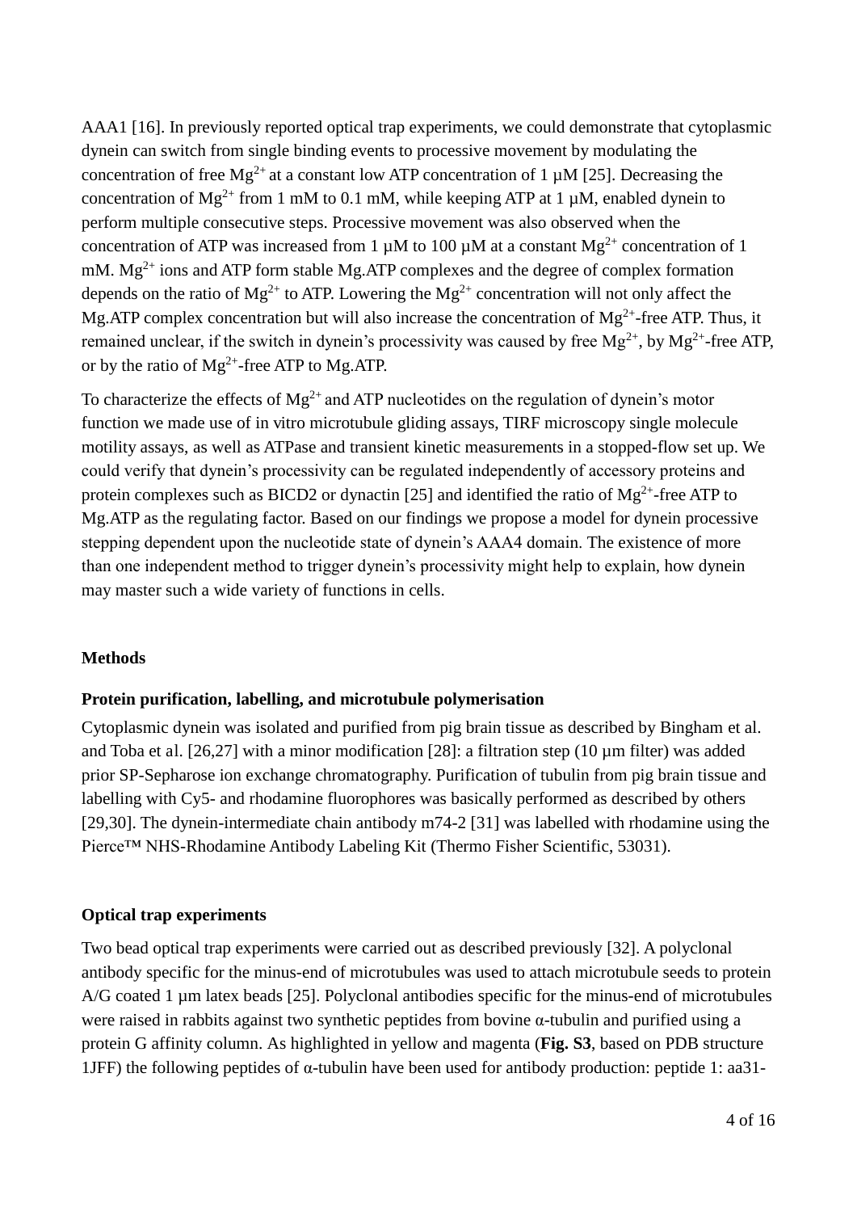AAA1 [16]. In previously reported optical trap experiments, we could demonstrate that cytoplasmic dynein can switch from single binding events to processive movement by modulating the concentration of free $Mg^{2+}$ at a constant low ATP concentration of 1 µM [25]. Decreasing the concentration of $Mg^{2+}$ from 1 mM to 0.1 mM, while keeping ATP at 1 µM, enabled dynein to perform multiple consecutive steps. Processive movement was also observed when the concentration of ATP was increased from 1 µM to 100 µM at a constant $Mg^{2+}$ concentration of 1 mM. $Mg^{2+}$ ions and ATP form stable Mg.ATP complexes and the degree of complex formation depends on the ratio of $Mg^{2+}$ to ATP. Lowering the $Mg^{2+}$ concentration will not only affect the Mg.ATP complex concentration but will also increase the concentration of $Mg^{2+}$-free ATP. Thus, it remained unclear, if the switch in dynein's processivity was caused by free $Mg^{2+}$, by $Mg^{2+}$-free ATP, or by the ratio of $Mg^{2+}$-free ATP to Mg.ATP.

To characterize the effects of $Mg^{2+}$ and ATP nucleotides on the regulation of dynein's motor function we made use of in vitro microtubule gliding assays, TIRF microscopy single molecule motility assays, as well as ATPase and transient kinetic measurements in a stopped-flow set up. We could verify that dynein's processivity can be regulated independently of accessory proteins and protein complexes such as BICD2 or dynactin [25] and identified the ratio of $Mg^{2+}$-free ATP to Mg.ATP as the regulating factor. Based on our findings we propose a model for dynein processive stepping dependent upon the nucleotide state of dynein's AAA4 domain. The existence of more than one independent method to trigger dynein's processivity might help to explain, how dynein may master such a wide variety of functions in cells.

## Methods

### Protein purification, labelling, and microtubule polymerisation

Cytoplasmic dynein was isolated and purified from pig brain tissue as described by Bingham et al. and Toba et al. [26,27] with a minor modification [28]: a filtration step (10 µm filter) was added prior SP-Sepharose ion exchange chromatography. Purification of tubulin from pig brain tissue and labelling with Cy5- and rhodamine fluorophores was basically performed as described by others [29,30]. The dynein-intermediate chain antibody m74-2 [31] was labelled with rhodamine using the Pierce™ NHS-Rhodamine Antibody Labeling Kit (Thermo Fisher Scientific, 53031).

### Optical trap experiments

Two bead optical trap experiments were carried out as described previously [32]. A polyclonal antibody specific for the minus-end of microtubules was used to attach microtubule seeds to protein A/G coated 1 µm latex beads [25]. Polyclonal antibodies specific for the minus-end of microtubules were raised in rabbits against two synthetic peptides from bovine α-tubulin and purified using a protein G affinity column. As highlighted in yellow and magenta (**Fig. S3**, based on PDB structure 1JFF) the following peptides of α-tubulin have been used for antibody production: peptide 1: aa31-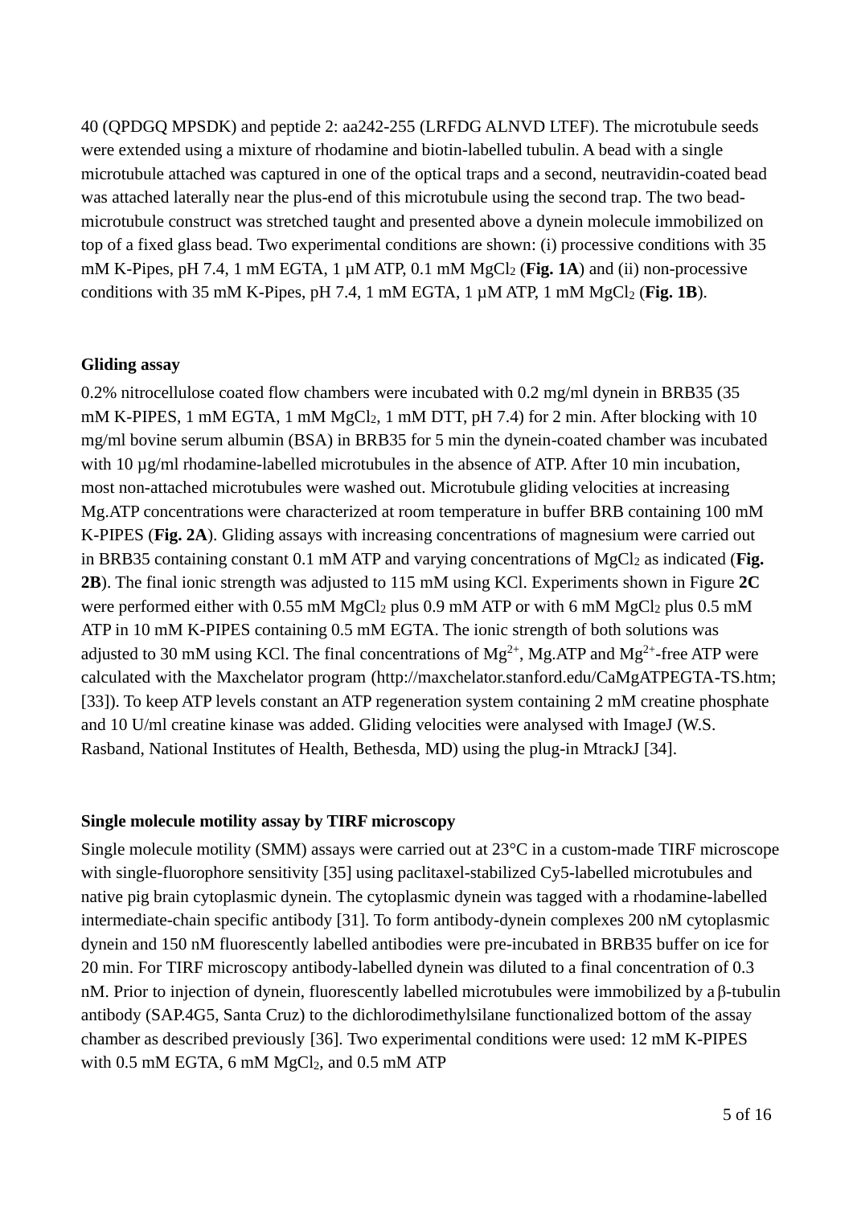40 (QPDGQ MPSDK) and peptide 2: aa242-255 (LRFDG ALNVD LTEF). The microtubule seeds were extended using a mixture of rhodamine and biotin-labelled tubulin. A bead with a single microtubule attached was captured in one of the optical traps and a second, neutravidin-coated bead was attached laterally near the plus-end of this microtubule using the second trap. The two bead-microtubule construct was stretched taught and presented above a dynein molecule immobilized on top of a fixed glass bead. Two experimental conditions are shown: (i) processive conditions with 35 mM K-Pipes, pH 7.4, 1 mM EGTA, 1 µM ATP, 0.1 mM $MgCl_2$ (**Fig. 1A**) and (ii) non-processive conditions with 35 mM K-Pipes, pH 7.4, 1 mM EGTA, 1 µM ATP, 1 mM $MgCl_2$ (**Fig. 1B**).

### Gliding assay

0.2% nitrocellulose coated flow chambers were incubated with 0.2 mg/ml dynein in BRB35 (35 mM K-PIPES, 1 mM EGTA, 1 mM $MgCl_2$, 1 mM DTT, pH 7.4) for 2 min. After blocking with 10 mg/ml bovine serum albumin (BSA) in BRB35 for 5 min the dynein-coated chamber was incubated with 10 µg/ml rhodamine-labelled microtubules in the absence of ATP. After 10 min incubation, most non-attached microtubules were washed out. Microtubule gliding velocities at increasing Mg.ATP concentrations were characterized at room temperature in buffer BRB containing 100 mM K-PIPES (**Fig. 2A**). Gliding assays with increasing concentrations of magnesium were carried out in BRB35 containing constant 0.1 mM ATP and varying concentrations of $MgCl_2$ as indicated (**Fig. 2B**). The final ionic strength was adjusted to 115 mM using KCl. Experiments shown in Figure **2C** were performed either with 0.55 mM $MgCl_2$ plus 0.9 mM ATP or with 6 mM $MgCl_2$ plus 0.5 mM ATP in 10 mM K-PIPES containing 0.5 mM EGTA. The ionic strength of both solutions was adjusted to 30 mM using KCl. The final concentrations of $Mg^{2+}$, Mg.ATP and $Mg^{2+}$-free ATP were calculated with the Maxchelator program (http://maxchelator.stanford.edu/CaMgATPEGTA-TS.htm; [33]). To keep ATP levels constant an ATP regeneration system containing 2 mM creatine phosphate and 10 U/ml creatine kinase was added. Gliding velocities were analysed with ImageJ (W.S. Rasband, National Institutes of Health, Bethesda, MD) using the plug-in MtrackJ [34].

### Single molecule motility assay by TIRF microscopy

Single molecule motility (SMM) assays were carried out at 23°C in a custom-made TIRF microscope with single-fluorophore sensitivity [35] using paclitaxel-stabilized Cy5-labelled microtubules and native pig brain cytoplasmic dynein. The cytoplasmic dynein was tagged with a rhodamine-labelled intermediate-chain specific antibody [31]. To form antibody-dynein complexes 200 nM cytoplasmic dynein and 150 nM fluorescently labelled antibodies were pre-incubated in BRB35 buffer on ice for 20 min. For TIRF microscopy antibody-labelled dynein was diluted to a final concentration of 0.3 nM. Prior to injection of dynein, fluorescently labelled microtubules were immobilized by a β-tubulin antibody (SAP.4G5, Santa Cruz) to the dichlorodimethylsilane functionalized bottom of the assay chamber as described previously [36]. Two experimental conditions were used: 12 mM K-PIPES with 0.5 mM EGTA, 6 mM $MgCl_2$, and 0.5 mM ATP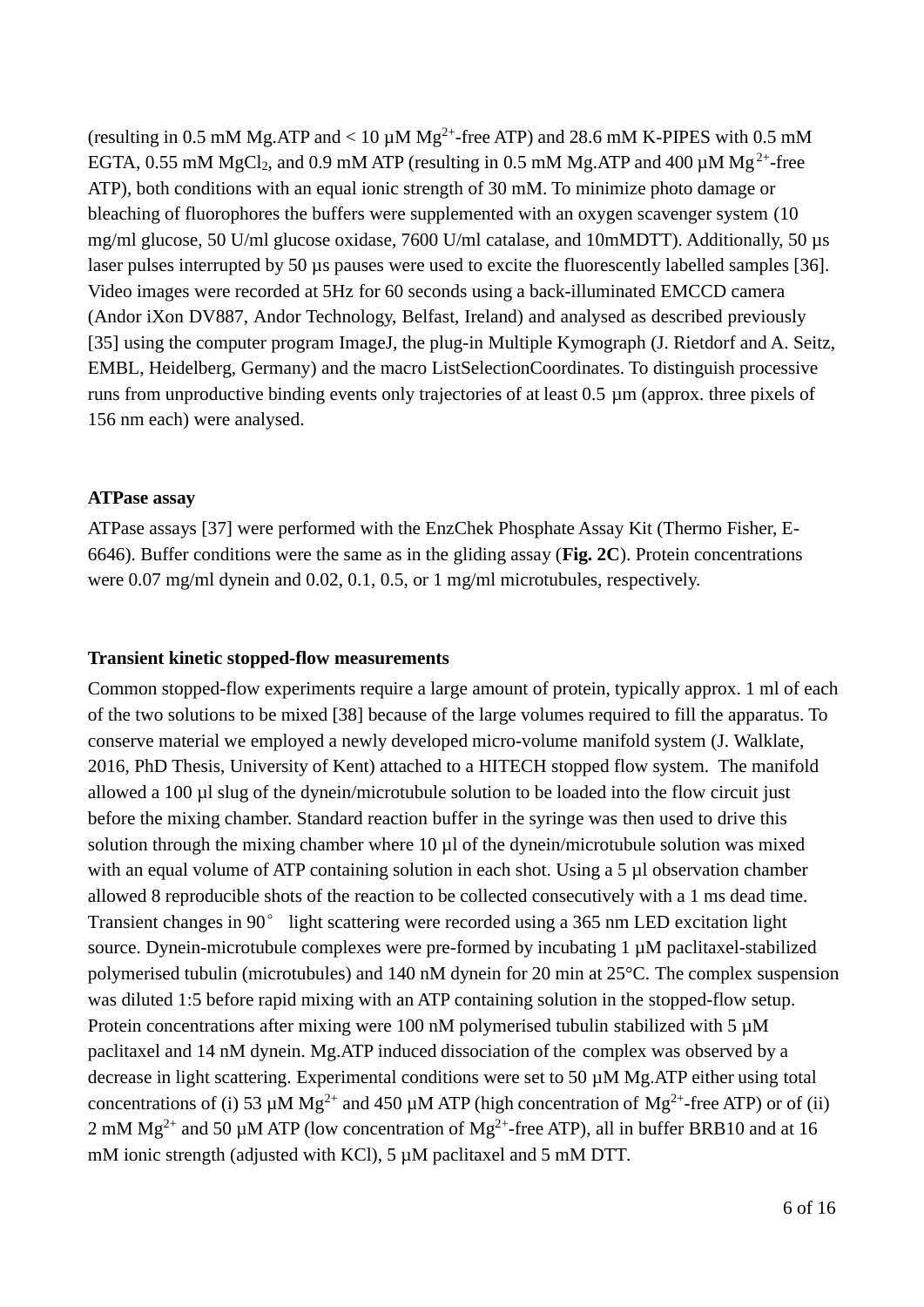(resulting in 0.5 mM Mg.ATP and < 10 µM $Mg^{2+}$-free ATP) and 28.6 mM K-PIPES with 0.5 mM EGTA, 0.55 mM $MgCl_2$, and 0.9 mM ATP (resulting in 0.5 mM Mg.ATP and 400 µM $Mg^{2+}$-free ATP), both conditions with an equal ionic strength of 30 mM. To minimize photo damage or bleaching of fluorophores the buffers were supplemented with an oxygen scavenger system (10 mg/ml glucose, 50 U/ml glucose oxidase, 7600 U/ml catalase, and 10mMDTT). Additionally, 50 µs laser pulses interrupted by 50 µs pauses were used to excite the fluorescently labelled samples [36]. Video images were recorded at 5Hz for 60 seconds using a back-illuminated EMCCD camera (Andor iXon DV887, Andor Technology, Belfast, Ireland) and analysed as described previously [35] using the computer program ImageJ, the plug-in Multiple Kymograph (J. Rietdorf and A. Seitz, EMBL, Heidelberg, Germany) and the macro ListSelectionCoordinates. To distinguish processive runs from unproductive binding events only trajectories of at least 0.5 µm (approx. three pixels of 156 nm each) were analysed.

**ATPase assay**

ATPase assays [37] were performed with the EnzChek Phosphate Assay Kit (Thermo Fisher, E-6646). Buffer conditions were the same as in the gliding assay (**Fig. 2C**). Protein concentrations were 0.07 mg/ml dynein and 0.02, 0.1, 0.5, or 1 mg/ml microtubules, respectively.

**Transient kinetic stopped-flow measurements**

Common stopped-flow experiments require a large amount of protein, typically approx. 1 ml of each of the two solutions to be mixed [38] because of the large volumes required to fill the apparatus. To conserve material we employed a newly developed micro-volume manifold system (J. Walklate, 2016, PhD Thesis, University of Kent) attached to a HITECH stopped flow system. The manifold allowed a 100 µl slug of the dynein/microtubule solution to be loaded into the flow circuit just before the mixing chamber. Standard reaction buffer in the syringe was then used to drive this solution through the mixing chamber where 10 µl of the dynein/microtubule solution was mixed with an equal volume of ATP containing solution in each shot. Using a 5 µl observation chamber allowed 8 reproducible shots of the reaction to be collected consecutively with a 1 ms dead time. Transient changes in 90° light scattering were recorded using a 365 nm LED excitation light source. Dynein-microtubule complexes were pre-formed by incubating 1 µM paclitaxel-stabilized polymerised tubulin (microtubules) and 140 nM dynein for 20 min at 25°C. The complex suspension was diluted 1:5 before rapid mixing with an ATP containing solution in the stopped-flow setup. Protein concentrations after mixing were 100 nM polymerised tubulin stabilized with 5 µM paclitaxel and 14 nM dynein. Mg.ATP induced dissociation of the complex was observed by a decrease in light scattering. Experimental conditions were set to 50 µM Mg.ATP either using total concentrations of (i) 53 µM $Mg^{2+}$ and 450 µM ATP (high concentration of $Mg^{2+}$-free ATP) or of (ii) 2 mM $Mg^{2+}$ and 50 µM ATP (low concentration of $Mg^{2+}$-free ATP), all in buffer BRB10 and at 16 mM ionic strength (adjusted with KCl), 5 µM paclitaxel and 5 mM DTT.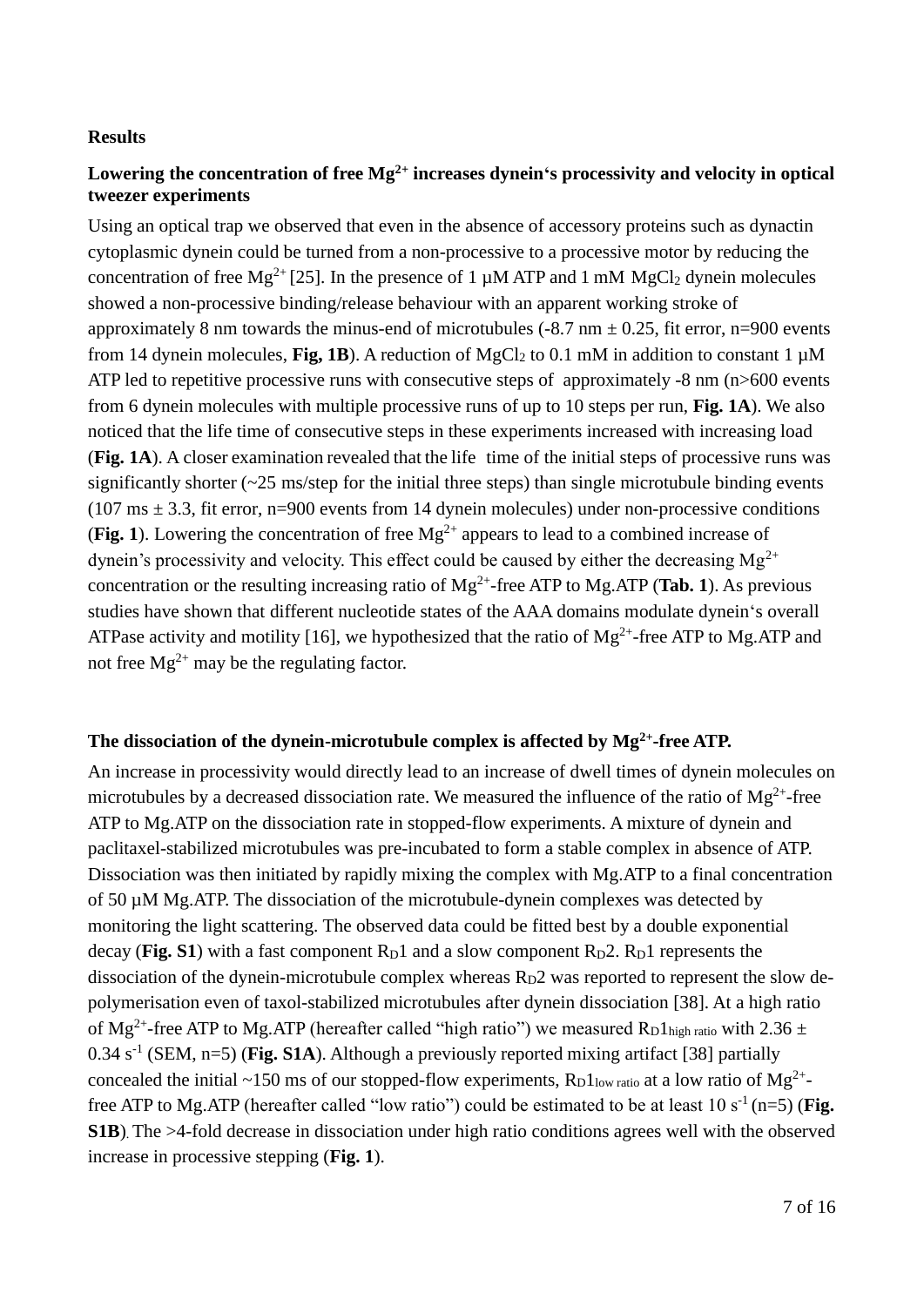**Results**

**Lowering the concentration of free $Mg^{2+}$ increases dynein's processivity and velocity in optical tweezer experiments**

Using an optical trap we observed that even in the absence of accessory proteins such as dynactin cytoplasmic dynein could be turned from a non-processive to a processive motor by reducing the concentration of free $Mg^{2+}$ [25]. In the presence of 1 µM ATP and 1 mM $MgCl_2$ dynein molecules showed a non-processive binding/release behaviour with an apparent working stroke of approximately 8 nm towards the minus-end of microtubules (-8.7 nm ± 0.25, fit error, n=900 events from 14 dynein molecules, **Fig, 1B**). A reduction of $MgCl_2$ to 0.1 mM in addition to constant 1 µM ATP led to repetitive processive runs with consecutive steps of approximately -8 nm (n>600 events from 6 dynein molecules with multiple processive runs of up to 10 steps per run, **Fig. 1A**). We also noticed that the life time of consecutive steps in these experiments increased with increasing load (**Fig. 1A**). A closer examination revealed that the life time of the initial steps of processive runs was significantly shorter (~25 ms/step for the initial three steps) than single microtubule binding events (107 ms ± 3.3, fit error, n=900 events from 14 dynein molecules) under non-processive conditions (**Fig. 1**). Lowering the concentration of free $Mg^{2+}$ appears to lead to a combined increase of dynein's processivity and velocity. This effect could be caused by either the decreasing $Mg^{2+}$ concentration or the resulting increasing ratio of $Mg^{2+}$-free ATP to Mg.ATP (**Tab. 1**). As previous studies have shown that different nucleotide states of the AAA domains modulate dynein's overall ATPase activity and motility [16], we hypothesized that the ratio of $Mg^{2+}$-free ATP to Mg.ATP and not free $Mg^{2+}$ may be the regulating factor.

**The dissociation of the dynein-microtubule complex is affected by $Mg^{2+}$-free ATP.**

An increase in processivity would directly lead to an increase of dwell times of dynein molecules on microtubules by a decreased dissociation rate. We measured the influence of the ratio of $Mg^{2+}$-free ATP to Mg.ATP on the dissociation rate in stopped-flow experiments. A mixture of dynein and paclitaxel-stabilized microtubules was pre-incubated to form a stable complex in absence of ATP. Dissociation was then initiated by rapidly mixing the complex with Mg.ATP to a final concentration of 50 µM Mg.ATP. The dissociation of the microtubule-dynein complexes was detected by monitoring the light scattering. The observed data could be fitted best by a double exponential decay (**Fig. S1**) with a fast component $R_D1$ and a slow component $R_D2$. $R_D1$ represents the dissociation of the dynein-microtubule complex whereas $R_D2$ was reported to represent the slow de-polymerisation even of taxol-stabilized microtubules after dynein dissociation [38]. At a high ratio of $Mg^{2+}$-free ATP to Mg.ATP (hereafter called "high ratio") we measured $R_D1_{high\ ratio}$ with 2.36 ± 0.34 $s^{-1}$ (SEM, n=5) (**Fig. S1A**). Although a previously reported mixing artifact [38] partially concealed the initial ~150 ms of our stopped-flow experiments, $R_D1_{low\ ratio}$ at a low ratio of $Mg^{2+}$-free ATP to Mg.ATP (hereafter called "low ratio") could be estimated to be at least 10 $s^{-1}$ (n=5) (**Fig. S1B**). The >4-fold decrease in dissociation under high ratio conditions agrees well with the observed increase in processive stepping (**Fig. 1**).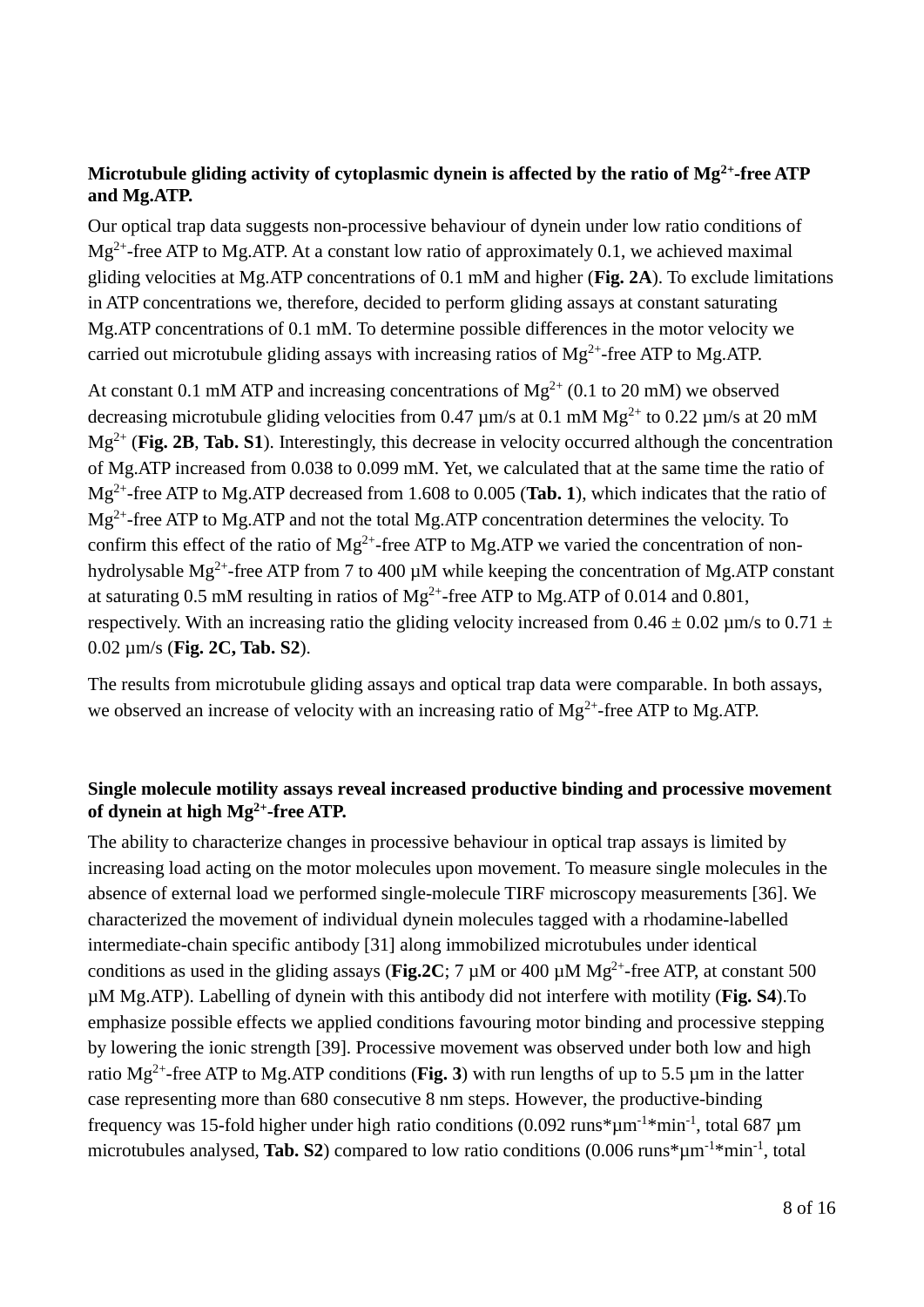### Microtubule gliding activity of cytoplasmic dynein is affected by the ratio of $Mg^{2+}$-free ATP and Mg.ATP.

Our optical trap data suggests non-processive behaviour of dynein under low ratio conditions of $Mg^{2+}$-free ATP to Mg.ATP. At a constant low ratio of approximately 0.1, we achieved maximal gliding velocities at Mg.ATP concentrations of 0.1 mM and higher (**Fig. 2A**). To exclude limitations in ATP concentrations we, therefore, decided to perform gliding assays at constant saturating Mg.ATP concentrations of 0.1 mM. To determine possible differences in the motor velocity we carried out microtubule gliding assays with increasing ratios of $Mg^{2+}$-free ATP to Mg.ATP.

At constant 0.1 mM ATP and increasing concentrations of $Mg^{2+}$ (0.1 to 20 mM) we observed decreasing microtubule gliding velocities from 0.47 µm/s at 0.1 mM $Mg^{2+}$ to 0.22 µm/s at 20 mM $Mg^{2+}$ (**Fig. 2B**, **Tab. S1**). Interestingly, this decrease in velocity occurred although the concentration of Mg.ATP increased from 0.038 to 0.099 mM. Yet, we calculated that at the same time the ratio of $Mg^{2+}$-free ATP to Mg.ATP decreased from 1.608 to 0.005 (**Tab. 1**), which indicates that the ratio of $Mg^{2+}$-free ATP to Mg.ATP and not the total Mg.ATP concentration determines the velocity. To confirm this effect of the ratio of $Mg^{2+}$-free ATP to Mg.ATP we varied the concentration of non-hydrolysable $Mg^{2+}$-free ATP from 7 to 400 µM while keeping the concentration of Mg.ATP constant at saturating 0.5 mM resulting in ratios of $Mg^{2+}$-free ATP to Mg.ATP of 0.014 and 0.801, respectively. With an increasing ratio the gliding velocity increased from 0.46 ± 0.02 µm/s to 0.71 ± 0.02 µm/s (**Fig. 2C, Tab. S2**).

The results from microtubule gliding assays and optical trap data were comparable. In both assays, we observed an increase of velocity with an increasing ratio of $Mg^{2+}$-free ATP to Mg.ATP.

### Single molecule motility assays reveal increased productive binding and processive movement of dynein at high $Mg^{2+}$-free ATP.

The ability to characterize changes in processive behaviour in optical trap assays is limited by increasing load acting on the motor molecules upon movement. To measure single molecules in the absence of external load we performed single-molecule TIRF microscopy measurements [36]. We characterized the movement of individual dynein molecules tagged with a rhodamine-labelled intermediate-chain specific antibody [31] along immobilized microtubules under identical conditions as used in the gliding assays (**Fig.2C**; 7 µM or 400 µM $Mg^{2+}$-free ATP, at constant 500 µM Mg.ATP). Labelling of dynein with this antibody did not interfere with motility (**Fig. S4**).To emphasize possible effects we applied conditions favouring motor binding and processive stepping by lowering the ionic strength [39]. Processive movement was observed under both low and high ratio $Mg^{2+}$-free ATP to Mg.ATP conditions (**Fig. 3**) with run lengths of up to 5.5 µm in the latter case representing more than 680 consecutive 8 nm steps. However, the productive-binding frequency was 15-fold higher under high ratio conditions (0.092 runs*$\mu m^{-1}$*$min^{-1}$, total 687 µm microtubules analysed, **Tab. S2**) compared to low ratio conditions (0.006 runs*$\mu m^{-1}$*$min^{-1}$, total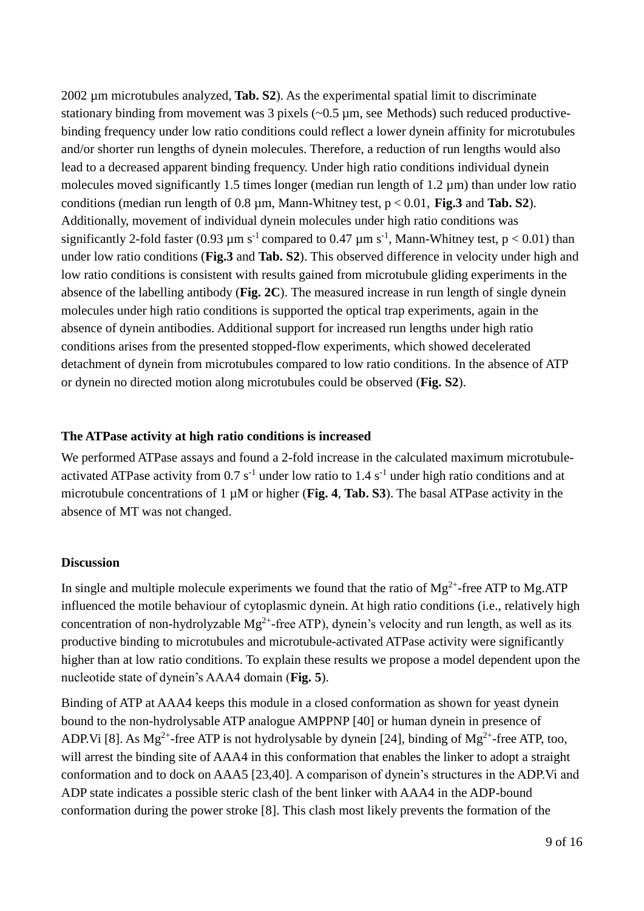2002 µm microtubules analyzed, **Tab. S2**). As the experimental spatial limit to discriminate stationary binding from movement was 3 pixels (~0.5 µm, see Methods) such reduced productive-binding frequency under low ratio conditions could reflect a lower dynein affinity for microtubules and/or shorter run lengths of dynein molecules. Therefore, a reduction of run lengths would also lead to a decreased apparent binding frequency. Under high ratio conditions individual dynein molecules moved significantly 1.5 times longer (median run length of 1.2 µm) than under low ratio conditions (median run length of 0.8 µm, Mann-Whitney test, $p < 0.01$, **Fig.3** and **Tab. S2**). Additionally, movement of individual dynein molecules under high ratio conditions was significantly 2-fold faster (0.93 µm $s^{-1}$ compared to 0.47 µm $s^{-1}$, Mann-Whitney test, $p < 0.01$) than under low ratio conditions (**Fig.3** and **Tab. S2**). This observed difference in velocity under high and low ratio conditions is consistent with results gained from microtubule gliding experiments in the absence of the labelling antibody (**Fig. 2C**). The measured increase in run length of single dynein molecules under high ratio conditions is supported the optical trap experiments, again in the absence of dynein antibodies. Additional support for increased run lengths under high ratio conditions arises from the presented stopped-flow experiments, which showed decelerated detachment of dynein from microtubules compared to low ratio conditions. In the absence of ATP or dynein no directed motion along microtubules could be observed (**Fig. S2**).

### The ATPase activity at high ratio conditions is increased

We performed ATPase assays and found a 2-fold increase in the calculated maximum microtubule-activated ATPase activity from 0.7 $s^{-1}$ under low ratio to 1.4 $s^{-1}$ under high ratio conditions and at microtubule concentrations of 1 µM or higher (**Fig. 4**, **Tab. S3**). The basal ATPase activity in the absence of MT was not changed.

## Discussion

In single and multiple molecule experiments we found that the ratio of $Mg^{2+}$-free ATP to Mg.ATP influenced the motile behaviour of cytoplasmic dynein. At high ratio conditions (i.e., relatively high concentration of non-hydrolyzable $Mg^{2+}$-free ATP), dynein's velocity and run length, as well as its productive binding to microtubules and microtubule-activated ATPase activity were significantly higher than at low ratio conditions. To explain these results we propose a model dependent upon the nucleotide state of dynein's AAA4 domain (**Fig. 5**).

Binding of ATP at AAA4 keeps this module in a closed conformation as shown for yeast dynein bound to the non-hydrolysable ATP analogue AMPPNP [40] or human dynein in presence of ADP.Vi [8]. As $Mg^{2+}$-free ATP is not hydrolysable by dynein [24], binding of $Mg^{2+}$-free ATP, too, will arrest the binding site of AAA4 in this conformation that enables the linker to adopt a straight conformation and to dock on AAA5 [23,40]. A comparison of dynein's structures in the ADP.Vi and ADP state indicates a possible steric clash of the bent linker with AAA4 in the ADP-bound conformation during the power stroke [8]. This clash most likely prevents the formation of the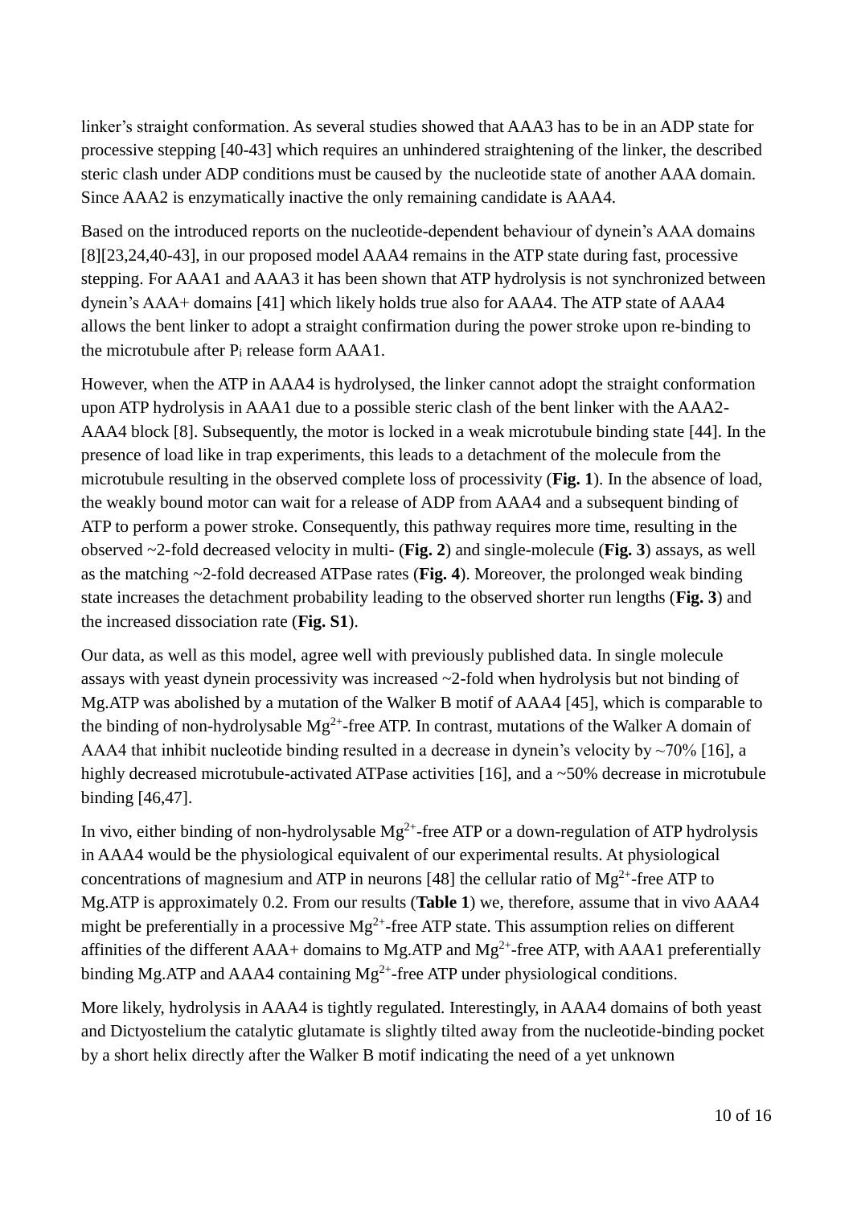linker's straight conformation. As several studies showed that AAA3 has to be in an ADP state for processive stepping [40-43] which requires an unhindered straightening of the linker, the described steric clash under ADP conditions must be caused by the nucleotide state of another AAA domain. Since AAA2 is enzymatically inactive the only remaining candidate is AAA4.

Based on the introduced reports on the nucleotide-dependent behaviour of dynein's AAA domains [8][23,24,40-43], in our proposed model AAA4 remains in the ATP state during fast, processive stepping. For AAA1 and AAA3 it has been shown that ATP hydrolysis is not synchronized between dynein's AAA+ domains [41] which likely holds true also for AAA4. The ATP state of AAA4 allows the bent linker to adopt a straight confirmation during the power stroke upon re-binding to the microtubule after $P_i$ release form AAA1.

However, when the ATP in AAA4 is hydrolysed, the linker cannot adopt the straight conformation upon ATP hydrolysis in AAA1 due to a possible steric clash of the bent linker with the AAA2-AAA4 block [8]. Subsequently, the motor is locked in a weak microtubule binding state [44]. In the presence of load like in trap experiments, this leads to a detachment of the molecule from the microtubule resulting in the observed complete loss of processivity (**Fig. 1**). In the absence of load, the weakly bound motor can wait for a release of ADP from AAA4 and a subsequent binding of ATP to perform a power stroke. Consequently, this pathway requires more time, resulting in the observed ~2-fold decreased velocity in multi- (**Fig. 2**) and single-molecule (**Fig. 3**) assays, as well as the matching ~2-fold decreased ATPase rates (**Fig. 4**). Moreover, the prolonged weak binding state increases the detachment probability leading to the observed shorter run lengths (**Fig. 3**) and the increased dissociation rate (**Fig. S1**).

Our data, as well as this model, agree well with previously published data. In single molecule assays with yeast dynein processivity was increased ~2-fold when hydrolysis but not binding of Mg.ATP was abolished by a mutation of the Walker B motif of AAA4 [45], which is comparable to the binding of non-hydrolysable $Mg^{2+}$-free ATP. In contrast, mutations of the Walker A domain of AAA4 that inhibit nucleotide binding resulted in a decrease in dynein's velocity by ~70% [16], a highly decreased microtubule-activated ATPase activities [16], and a ~50% decrease in microtubule binding [46,47].

In vivo, either binding of non-hydrolysable $Mg^{2+}$-free ATP or a down-regulation of ATP hydrolysis in AAA4 would be the physiological equivalent of our experimental results. At physiological concentrations of magnesium and ATP in neurons [48] the cellular ratio of $Mg^{2+}$-free ATP to Mg.ATP is approximately 0.2. From our results (**Table 1**) we, therefore, assume that in vivo AAA4 might be preferentially in a processive $Mg^{2+}$-free ATP state. This assumption relies on different affinities of the different AAA+ domains to Mg.ATP and $Mg^{2+}$-free ATP, with AAA1 preferentially binding Mg.ATP and AAA4 containing $Mg^{2+}$-free ATP under physiological conditions.

More likely, hydrolysis in AAA4 is tightly regulated. Interestingly, in AAA4 domains of both yeast and Dictyostelium the catalytic glutamate is slightly tilted away from the nucleotide-binding pocket by a short helix directly after the Walker B motif indicating the need of a yet unknown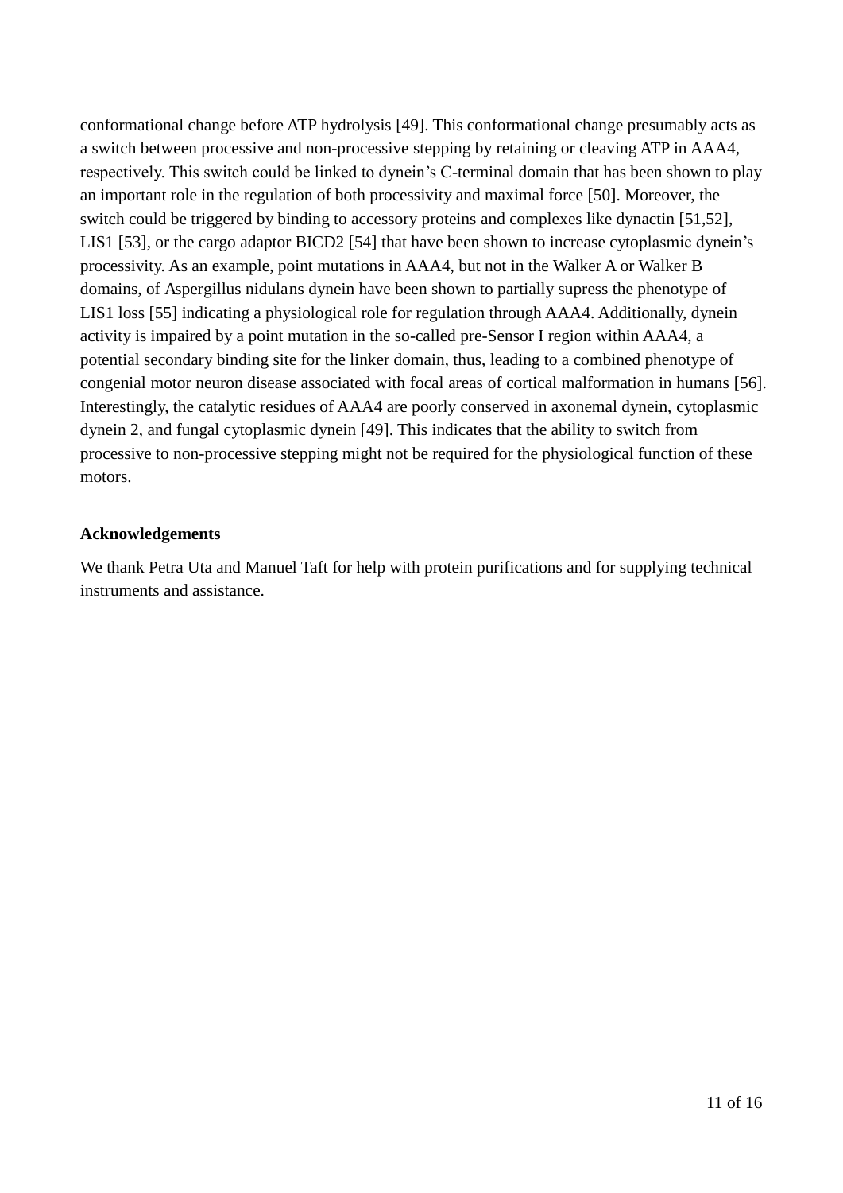conformational change before ATP hydrolysis [49]. This conformational change presumably acts as a switch between processive and non-processive stepping by retaining or cleaving ATP in AAA4, respectively. This switch could be linked to dynein's C-terminal domain that has been shown to play an important role in the regulation of both processivity and maximal force [50]. Moreover, the switch could be triggered by binding to accessory proteins and complexes like dynactin [51,52], LIS1 [53], or the cargo adaptor BICD2 [54] that have been shown to increase cytoplasmic dynein's processivity. As an example, point mutations in AAA4, but not in the Walker A or Walker B domains, of Aspergillus nidulans dynein have been shown to partially supress the phenotype of LIS1 loss [55] indicating a physiological role for regulation through AAA4. Additionally, dynein activity is impaired by a point mutation in the so-called pre-Sensor I region within AAA4, a potential secondary binding site for the linker domain, thus, leading to a combined phenotype of congenial motor neuron disease associated with focal areas of cortical malformation in humans [56]. Interestingly, the catalytic residues of AAA4 are poorly conserved in axonemal dynein, cytoplasmic dynein 2, and fungal cytoplasmic dynein [49]. This indicates that the ability to switch from processive to non-processive stepping might not be required for the physiological function of these motors.

**Acknowledgements**

We thank Petra Uta and Manuel Taft for help with protein purifications and for supplying technical instruments and assistance.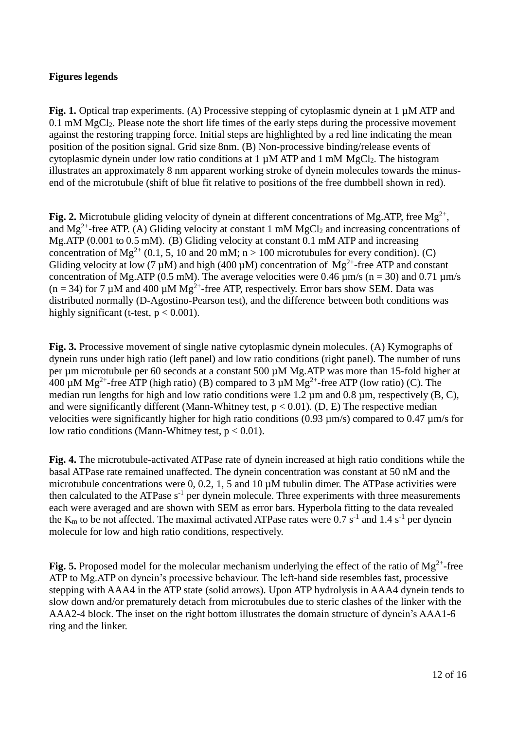**Figures legends**

**Fig. 1.** Optical trap experiments. (A) Processive stepping of cytoplasmic dynein at 1 µM ATP and 0.1 mM $MgCl_2$. Please note the short life times of the early steps during the processive movement against the restoring trapping force. Initial steps are highlighted by a red line indicating the mean position of the position signal. Grid size 8nm. (B) Non-processive binding/release events of cytoplasmic dynein under low ratio conditions at 1 µM ATP and 1 mM $MgCl_2$. The histogram illustrates an approximately 8 nm apparent working stroke of dynein molecules towards the minus-end of the microtubule (shift of blue fit relative to positions of the free dumbbell shown in red).

**Fig. 2.** Microtubule gliding velocity of dynein at different concentrations of Mg.ATP, free $Mg^{2+}$, and $Mg^{2+}$-free ATP. (A) Gliding velocity at constant 1 mM $MgCl_2$ and increasing concentrations of Mg.ATP (0.001 to 0.5 mM). (B) Gliding velocity at constant 0.1 mM ATP and increasing concentration of $Mg^{2+}$ (0.1, 5, 10 and 20 mM; $n > 100$ microtubules for every condition). (C) Gliding velocity at low (7 µM) and high (400 µM) concentration of $Mg^{2+}$-free ATP and constant concentration of Mg.ATP (0.5 mM). The average velocities were 0.46 µm/s ($n = 30$) and 0.71 µm/s ($n = 34$) for 7 µM and 400 µM $Mg^{2+}$-free ATP, respectively. Error bars show SEM. Data was distributed normally (D-Agostino-Pearson test), and the difference between both conditions was highly significant (t-test, $p < 0.001$).

**Fig. 3.** Processive movement of single native cytoplasmic dynein molecules. (A) Kymographs of dynein runs under high ratio (left panel) and low ratio conditions (right panel). The number of runs per µm microtubule per 60 seconds at a constant 500 µM Mg.ATP was more than 15-fold higher at 400 µM $Mg^{2+}$-free ATP (high ratio) (B) compared to 3 µM $Mg^{2+}$-free ATP (low ratio) (C). The median run lengths for high and low ratio conditions were 1.2 µm and 0.8 µm, respectively (B, C), and were significantly different (Mann-Whitney test, $p < 0.01$). (D, E) The respective median velocities were significantly higher for high ratio conditions (0.93 µm/s) compared to 0.47 µm/s for low ratio conditions (Mann-Whitney test, $p < 0.01$).

**Fig. 4.** The microtubule-activated ATPase rate of dynein increased at high ratio conditions while the basal ATPase rate remained unaffected. The dynein concentration was constant at 50 nM and the microtubule concentrations were 0, 0.2, 1, 5 and 10 µM tubulin dimer. The ATPase activities were then calculated to the ATPase $s^{-1}$ per dynein molecule. Three experiments with three measurements each were averaged and are shown with SEM as error bars. Hyperbola fitting to the data revealed the $K_m$ to be not affected. The maximal activated ATPase rates were 0.7 $s^{-1}$ and 1.4 $s^{-1}$ per dynein molecule for low and high ratio conditions, respectively.

**Fig. 5.** Proposed model for the molecular mechanism underlying the effect of the ratio of $Mg^{2+}$-free ATP to Mg.ATP on dynein's processive behaviour. The left-hand side resembles fast, processive stepping with AAA4 in the ATP state (solid arrows). Upon ATP hydrolysis in AAA4 dynein tends to slow down and/or prematurely detach from microtubules due to steric clashes of the linker with the AAA2-4 block. The inset on the right bottom illustrates the domain structure of dynein's AAA1-6 ring and the linker.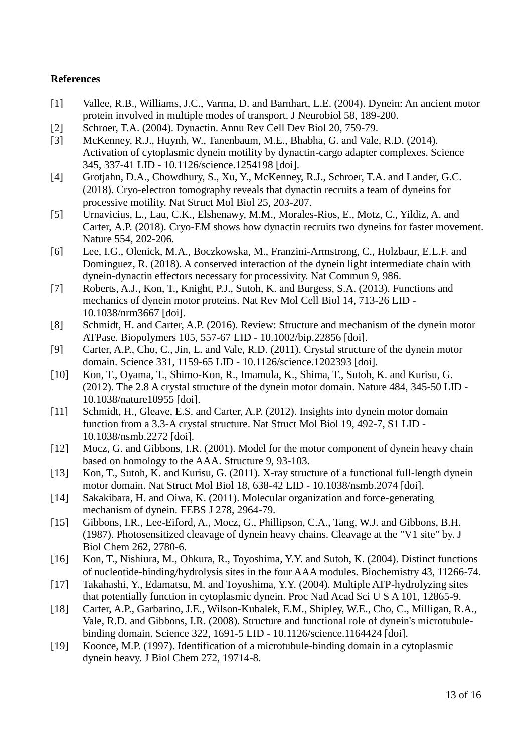## References

[1] Vallee, R.B., Williams, J.C., Varma, D. and Barnhart, L.E. (2004). Dynein: An ancient motor protein involved in multiple modes of transport. J Neurobiol 58, 189-200.

[2] Schroer, T.A. (2004). Dynactin. Annu Rev Cell Dev Biol 20, 759-79.

[3] McKenney, R.J., Huynh, W., Tanenbaum, M.E., Bhabha, G. and Vale, R.D. (2014). Activation of cytoplasmic dynein motility by dynactin-cargo adapter complexes. Science 345, 337-41 LID - 10.1126/science.1254198 [doi].

[4] Grotjahn, D.A., Chowdhury, S., Xu, Y., McKenney, R.J., Schroer, T.A. and Lander, G.C. (2018). Cryo-electron tomography reveals that dynactin recruits a team of dyneins for processive motility. Nat Struct Mol Biol 25, 203-207.

[5] Urnavicius, L., Lau, C.K., Elshenawy, M.M., Morales-Rios, E., Motz, C., Yildiz, A. and Carter, A.P. (2018). Cryo-EM shows how dynactin recruits two dyneins for faster movement. Nature 554, 202-206.

[6] Lee, I.G., Olenick, M.A., Boczkowska, M., Franzini-Armstrong, C., Holzbaur, E.L.F. and Dominguez, R. (2018). A conserved interaction of the dynein light intermediate chain with dynein-dynactin effectors necessary for processivity. Nat Commun 9, 986.

[7] Roberts, A.J., Kon, T., Knight, P.J., Sutoh, K. and Burgess, S.A. (2013). Functions and mechanics of dynein motor proteins. Nat Rev Mol Cell Biol 14, 713-26 LID - 10.1038/nrm3667 [doi].

[8] Schmidt, H. and Carter, A.P. (2016). Review: Structure and mechanism of the dynein motor ATPase. Biopolymers 105, 557-67 LID - 10.1002/bip.22856 [doi].

[9] Carter, A.P., Cho, C., Jin, L. and Vale, R.D. (2011). Crystal structure of the dynein motor domain. Science 331, 1159-65 LID - 10.1126/science.1202393 [doi].

[10] Kon, T., Oyama, T., Shimo-Kon, R., Imamula, K., Shima, T., Sutoh, K. and Kurisu, G. (2012). The 2.8 A crystal structure of the dynein motor domain. Nature 484, 345-50 LID - 10.1038/nature10955 [doi].

[11] Schmidt, H., Gleave, E.S. and Carter, A.P. (2012). Insights into dynein motor domain function from a 3.3-A crystal structure. Nat Struct Mol Biol 19, 492-7, S1 LID - 10.1038/nsmb.2272 [doi].

[12] Mocz, G. and Gibbons, I.R. (2001). Model for the motor component of dynein heavy chain based on homology to the AAA. Structure 9, 93-103.

[13] Kon, T., Sutoh, K. and Kurisu, G. (2011). X-ray structure of a functional full-length dynein motor domain. Nat Struct Mol Biol 18, 638-42 LID - 10.1038/nsmb.2074 [doi].

[14] Sakakibara, H. and Oiwa, K. (2011). Molecular organization and force-generating mechanism of dynein. FEBS J 278, 2964-79.

[15] Gibbons, I.R., Lee-Eiford, A., Mocz, G., Phillipson, C.A., Tang, W.J. and Gibbons, B.H. (1987). Photosensitized cleavage of dynein heavy chains. Cleavage at the "V1 site" by. J Biol Chem 262, 2780-6.

[16] Kon, T., Nishiura, M., Ohkura, R., Toyoshima, Y.Y. and Sutoh, K. (2004). Distinct functions of nucleotide-binding/hydrolysis sites in the four AAA modules. Biochemistry 43, 11266-74.

[17] Takahashi, Y., Edamatsu, M. and Toyoshima, Y.Y. (2004). Multiple ATP-hydrolyzing sites that potentially function in cytoplasmic dynein. Proc Natl Acad Sci U S A 101, 12865-9.

[18] Carter, A.P., Garbarino, J.E., Wilson-Kubalek, E.M., Shipley, W.E., Cho, C., Milligan, R.A., Vale, R.D. and Gibbons, I.R. (2008). Structure and functional role of dynein's microtubule-binding domain. Science 322, 1691-5 LID - 10.1126/science.1164424 [doi].

[19] Koonce, M.P. (1997). Identification of a microtubule-binding domain in a cytoplasmic dynein heavy. J Biol Chem 272, 19714-8.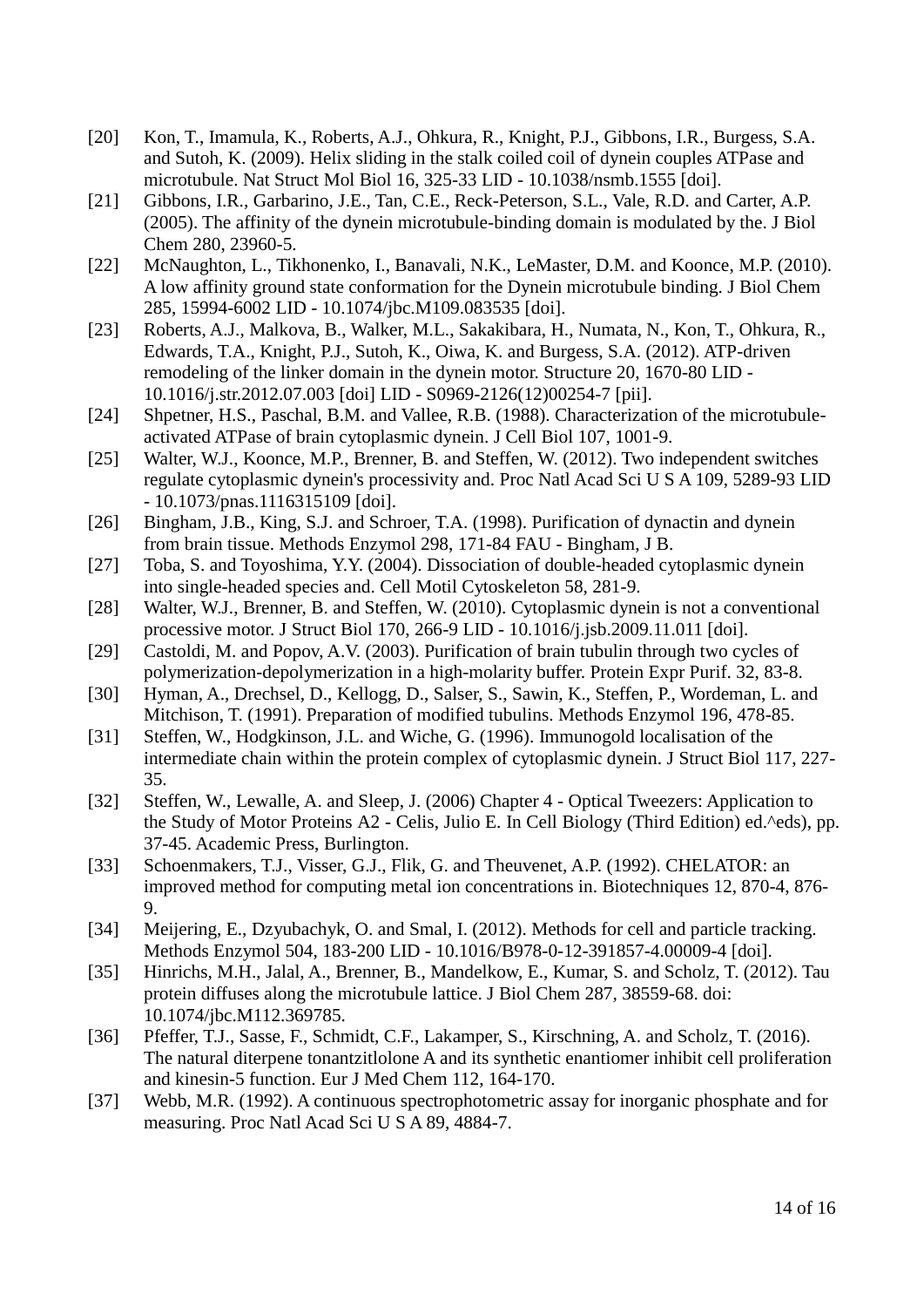[20] Kon, T., Imamula, K., Roberts, A.J., Ohkura, R., Knight, P.J., Gibbons, I.R., Burgess, S.A. and Sutoh, K. (2009). Helix sliding in the stalk coiled coil of dynein couples ATPase and microtubule. Nat Struct Mol Biol 16, 325-33 LID - 10.1038/nsmb.1555 [doi].

[21] Gibbons, I.R., Garbarino, J.E., Tan, C.E., Reck-Peterson, S.L., Vale, R.D. and Carter, A.P. (2005). The affinity of the dynein microtubule-binding domain is modulated by the. J Biol Chem 280, 23960-5.

[22] McNaughton, L., Tikhonenko, I., Banavali, N.K., LeMaster, D.M. and Koonce, M.P. (2010). A low affinity ground state conformation for the Dynein microtubule binding. J Biol Chem 285, 15994-6002 LID - 10.1074/jbc.M109.083535 [doi].

[23] Roberts, A.J., Malkova, B., Walker, M.L., Sakakibara, H., Numata, N., Kon, T., Ohkura, R., Edwards, T.A., Knight, P.J., Sutoh, K., Oiwa, K. and Burgess, S.A. (2012). ATP-driven remodeling of the linker domain in the dynein motor. Structure 20, 1670-80 LID - 10.1016/j.str.2012.07.003 [doi] LID - S0969-2126(12)00254-7 [pii].

[24] Shpetner, H.S., Paschal, B.M. and Vallee, R.B. (1988). Characterization of the microtubule-activated ATPase of brain cytoplasmic dynein. J Cell Biol 107, 1001-9.

[25] Walter, W.J., Koonce, M.P., Brenner, B. and Steffen, W. (2012). Two independent switches regulate cytoplasmic dynein's processivity and. Proc Natl Acad Sci U S A 109, 5289-93 LID - 10.1073/pnas.1116315109 [doi].

[26] Bingham, J.B., King, S.J. and Schroer, T.A. (1998). Purification of dynactin and dynein from brain tissue. Methods Enzymol 298, 171-84 FAU - Bingham, J B.

[27] Toba, S. and Toyoshima, Y.Y. (2004). Dissociation of double-headed cytoplasmic dynein into single-headed species and. Cell Motil Cytoskeleton 58, 281-9.

[28] Walter, W.J., Brenner, B. and Steffen, W. (2010). Cytoplasmic dynein is not a conventional processive motor. J Struct Biol 170, 266-9 LID - 10.1016/j.jsb.2009.11.011 [doi].

[29] Castoldi, M. and Popov, A.V. (2003). Purification of brain tubulin through two cycles of polymerization-depolymerization in a high-molarity buffer. Protein Expr Purif. 32, 83-8.

[30] Hyman, A., Drechsel, D., Kellogg, D., Salser, S., Sawin, K., Steffen, P., Wordeman, L. and Mitchison, T. (1991). Preparation of modified tubulins. Methods Enzymol 196, 478-85.

[31] Steffen, W., Hodgkinson, J.L. and Wiche, G. (1996). Immunogold localisation of the intermediate chain within the protein complex of cytoplasmic dynein. J Struct Biol 117, 227-35.

[32] Steffen, W., Lewalle, A. and Sleep, J. (2006) Chapter 4 - Optical Tweezers: Application to the Study of Motor Proteins A2 - Celis, Julio E. In Cell Biology (Third Edition) ed.^eds), pp. 37-45. Academic Press, Burlington.

[33] Schoenmakers, T.J., Visser, G.J., Flik, G. and Theuvenet, A.P. (1992). CHELATOR: an improved method for computing metal ion concentrations in. Biotechniques 12, 870-4, 876-9.

[34] Meijering, E., Dzyubachyk, O. and Smal, I. (2012). Methods for cell and particle tracking. Methods Enzymol 504, 183-200 LID - 10.1016/B978-0-12-391857-4.00009-4 [doi].

[35] Hinrichs, M.H., Jalal, A., Brenner, B., Mandelkow, E., Kumar, S. and Scholz, T. (2012). Tau protein diffuses along the microtubule lattice. J Biol Chem 287, 38559-68. doi: 10.1074/jbc.M112.369785.

[36] Pfeffer, T.J., Sasse, F., Schmidt, C.F., Lakamper, S., Kirschning, A. and Scholz, T. (2016). The natural diterpene tonantzitlolone A and its synthetic enantiomer inhibit cell proliferation and kinesin-5 function. Eur J Med Chem 112, 164-170.

[37] Webb, M.R. (1992). A continuous spectrophotometric assay for inorganic phosphate and for measuring. Proc Natl Acad Sci U S A 89, 4884-7.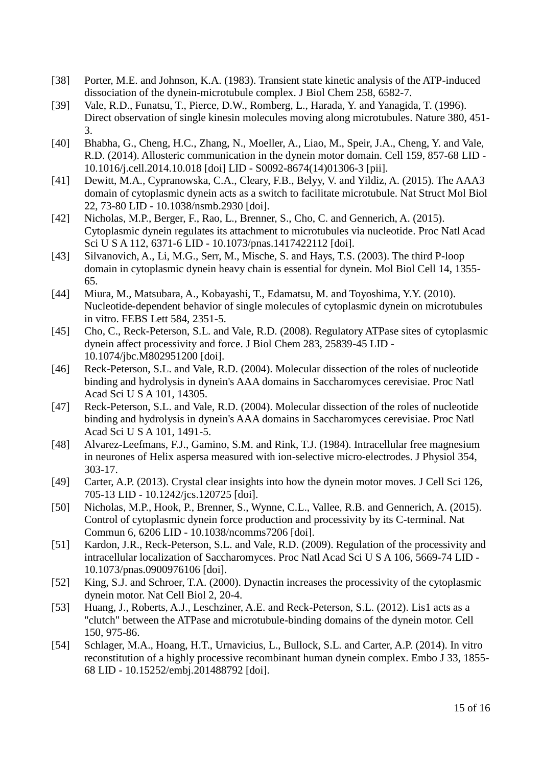[38] Porter, M.E. and Johnson, K.A. (1983). Transient state kinetic analysis of the ATP-induced dissociation of the dynein-microtubule complex. J Biol Chem 258, 6582-7.

[39] Vale, R.D., Funatsu, T., Pierce, D.W., Romberg, L., Harada, Y. and Yanagida, T. (1996). Direct observation of single kinesin molecules moving along microtubules. Nature 380, 451-3.

[40] Bhabha, G., Cheng, H.C., Zhang, N., Moeller, A., Liao, M., Speir, J.A., Cheng, Y. and Vale, R.D. (2014). Allosteric communication in the dynein motor domain. Cell 159, 857-68 LID - 10.1016/j.cell.2014.10.018 [doi] LID - S0092-8674(14)01306-3 [pii].

[41] Dewitt, M.A., Cypranowska, C.A., Cleary, F.B., Belyy, V. and Yildiz, A. (2015). The AAA3 domain of cytoplasmic dynein acts as a switch to facilitate microtubule. Nat Struct Mol Biol 22, 73-80 LID - 10.1038/nsmb.2930 [doi].

[42] Nicholas, M.P., Berger, F., Rao, L., Brenner, S., Cho, C. and Gennerich, A. (2015). Cytoplasmic dynein regulates its attachment to microtubules via nucleotide. Proc Natl Acad Sci U S A 112, 6371-6 LID - 10.1073/pnas.1417422112 [doi].

[43] Silvanovich, A., Li, M.G., Serr, M., Mische, S. and Hays, T.S. (2003). The third P-loop domain in cytoplasmic dynein heavy chain is essential for dynein. Mol Biol Cell 14, 1355-65.

[44] Miura, M., Matsubara, A., Kobayashi, T., Edamatsu, M. and Toyoshima, Y.Y. (2010). Nucleotide-dependent behavior of single molecules of cytoplasmic dynein on microtubules in vitro. FEBS Lett 584, 2351-5.

[45] Cho, C., Reck-Peterson, S.L. and Vale, R.D. (2008). Regulatory ATPase sites of cytoplasmic dynein affect processivity and force. J Biol Chem 283, 25839-45 LID - 10.1074/jbc.M802951200 [doi].

[46] Reck-Peterson, S.L. and Vale, R.D. (2004). Molecular dissection of the roles of nucleotide binding and hydrolysis in dynein's AAA domains in Saccharomyces cerevisiae. Proc Natl Acad Sci U S A 101, 14305.

[47] Reck-Peterson, S.L. and Vale, R.D. (2004). Molecular dissection of the roles of nucleotide binding and hydrolysis in dynein's AAA domains in Saccharomyces cerevisiae. Proc Natl Acad Sci U S A 101, 1491-5.

[48] Alvarez-Leefmans, F.J., Gamino, S.M. and Rink, T.J. (1984). Intracellular free magnesium in neurones of Helix aspersa measured with ion-selective micro-electrodes. J Physiol 354, 303-17.

[49] Carter, A.P. (2013). Crystal clear insights into how the dynein motor moves. J Cell Sci 126, 705-13 LID - 10.1242/jcs.120725 [doi].

[50] Nicholas, M.P., Hook, P., Brenner, S., Wynne, C.L., Vallee, R.B. and Gennerich, A. (2015). Control of cytoplasmic dynein force production and processivity by its C-terminal. Nat Commun 6, 6206 LID - 10.1038/ncomms7206 [doi].

[51] Kardon, J.R., Reck-Peterson, S.L. and Vale, R.D. (2009). Regulation of the processivity and intracellular localization of Saccharomyces. Proc Natl Acad Sci U S A 106, 5669-74 LID - 10.1073/pnas.0900976106 [doi].

[52] King, S.J. and Schroer, T.A. (2000). Dynactin increases the processivity of the cytoplasmic dynein motor. Nat Cell Biol 2, 20-4.

[53] Huang, J., Roberts, A.J., Leschziner, A.E. and Reck-Peterson, S.L. (2012). Lis1 acts as a "clutch" between the ATPase and microtubule-binding domains of the dynein motor. Cell 150, 975-86.

[54] Schlager, M.A., Hoang, H.T., Urnavicius, L., Bullock, S.L. and Carter, A.P. (2014). In vitro reconstitution of a highly processive recombinant human dynein complex. Embo J 33, 1855-68 LID - 10.15252/embj.201488792 [doi].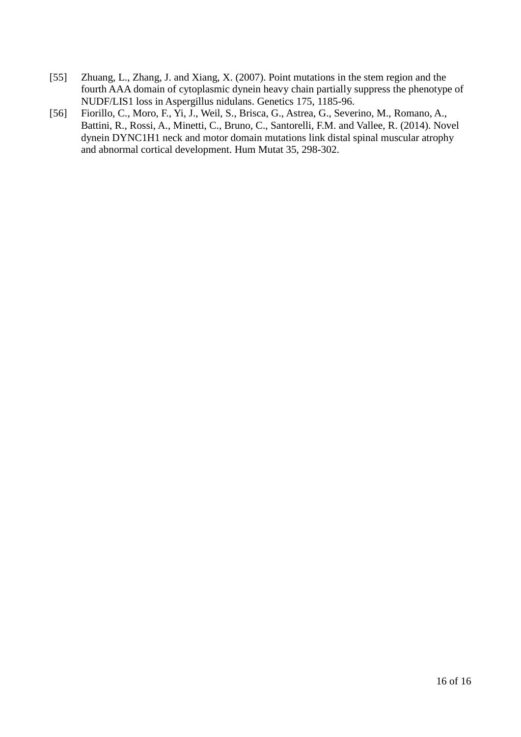[55] Zhuang, L., Zhang, J. and Xiang, X. (2007). Point mutations in the stem region and the fourth AAA domain of cytoplasmic dynein heavy chain partially suppress the phenotype of NUDF/LIS1 loss in Aspergillus nidulans. Genetics 175, 1185-96.

[56] Fiorillo, C., Moro, F., Yi, J., Weil, S., Brisca, G., Astrea, G., Severino, M., Romano, A., Battini, R., Rossi, A., Minetti, C., Bruno, C., Santorelli, F.M. and Vallee, R. (2014). Novel dynein DYNC1H1 neck and motor domain mutations link distal spinal muscular atrophy and abnormal cortical development. Hum Mutat 35, 298-302.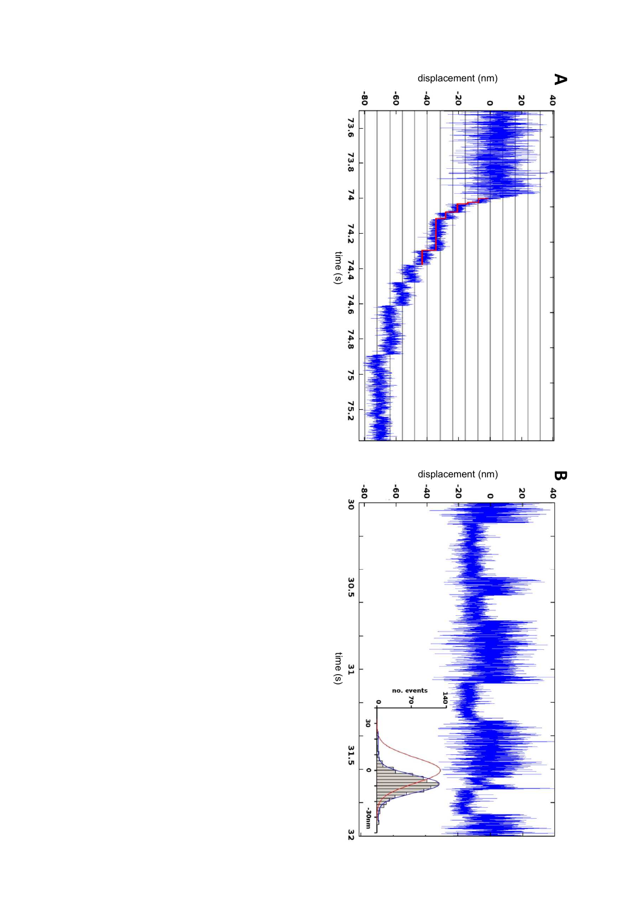**A**

displacement (nm)

time (s)

**B**

displacement (nm)

time (s)

no. events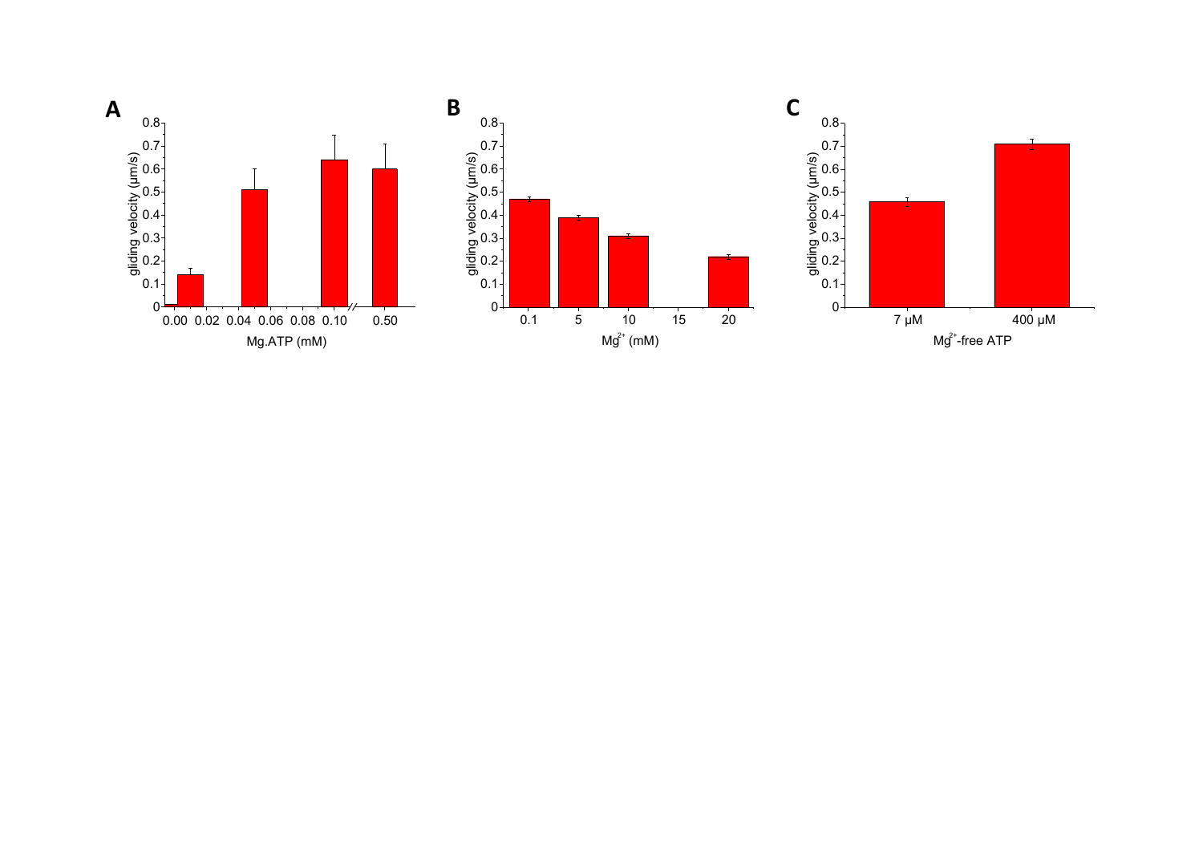**A**

gliding velocity (μm/s)

Mg.ATP (mM)

**B**

gliding velocity (μm/s)

$Mg^{2+}$ (mM)

**C**

gliding velocity (μm/s)

$Mg^{2+}$-free ATP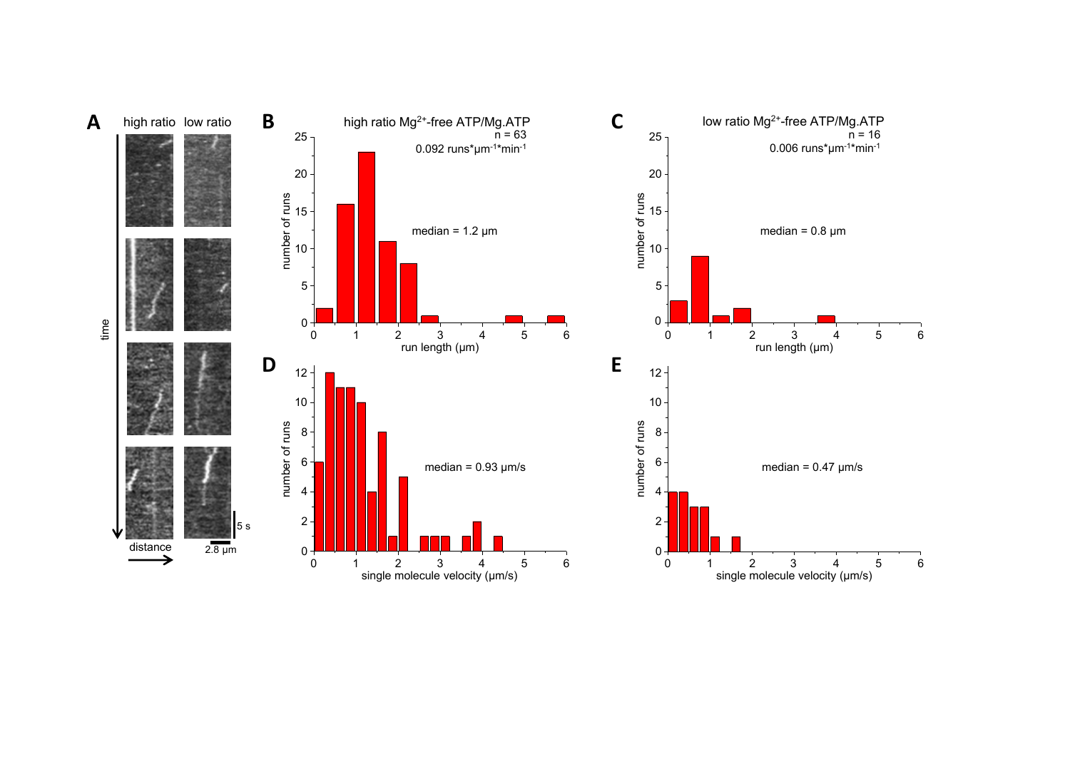**A** high ratio low ratio

time

distance

5 s

2.8 μm

**B** high ratio $Mg^{2+}$-free ATP/Mg.ATP

n = 63

0.092 runs*μm$^{-1}$*min$^{-1}$

median = 1.2 μm

number of runs

run length (μm)

**C** low ratio $Mg^{2+}$-free ATP/Mg.ATP

n = 16

0.006 runs*μm$^{-1}$*min$^{-1}$

median = 0.8 μm

number of runs

run length (μm)

**D**

median = 0.93 μm/s

number of runs

single molecule velocity (μm/s)

**E**

median = 0.47 μm/s

number of runs

single molecule velocity (μm/s)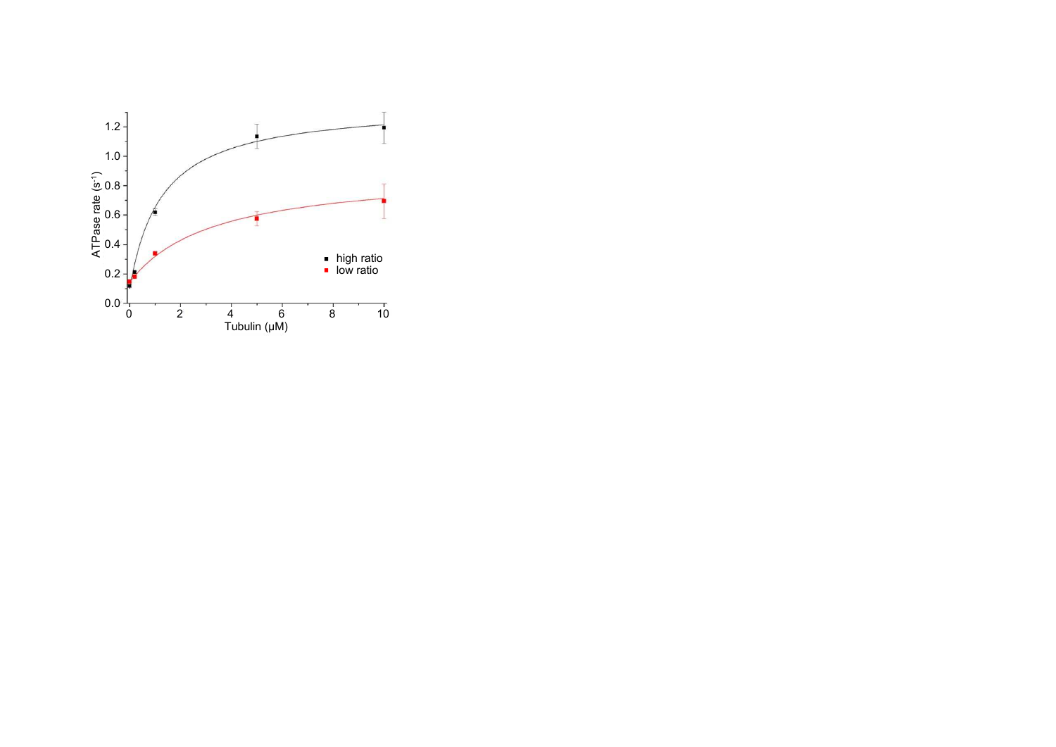ATPase rate ($s^{-1}$)

Tubulin (µM)

- high ratio
- low ratio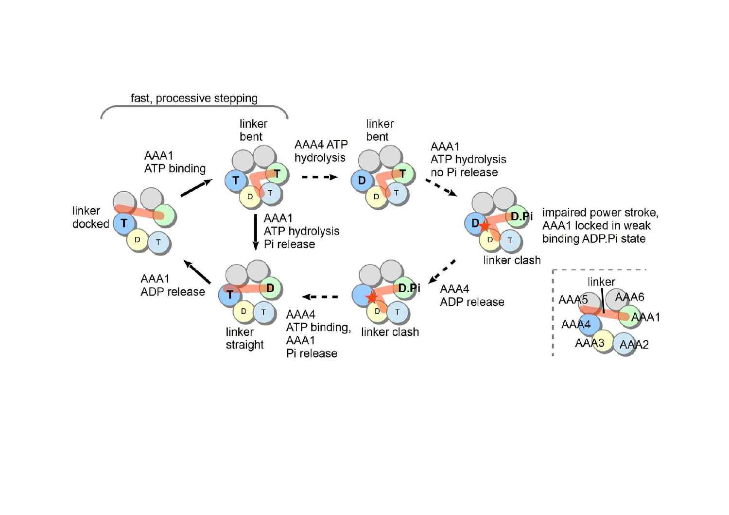fast, processive stepping

linker docked

AAA1 ATP binding

linker bent

AAA4 ATP hydrolysis

linker bent

AAA1 ATP hydrolysis no Pi release

impaired power stroke, AAA1 locked in weak binding ADP.Pi state

linker clash

AAA1 ATP hydrolysis Pi release

AAA4 ADP release

linker clash

AAA4 ATP binding, AAA1 Pi release

linker straight

AAA1 ADP release

linker

AAA5 AAA6

AAA4 AAA1

AAA3 AAA2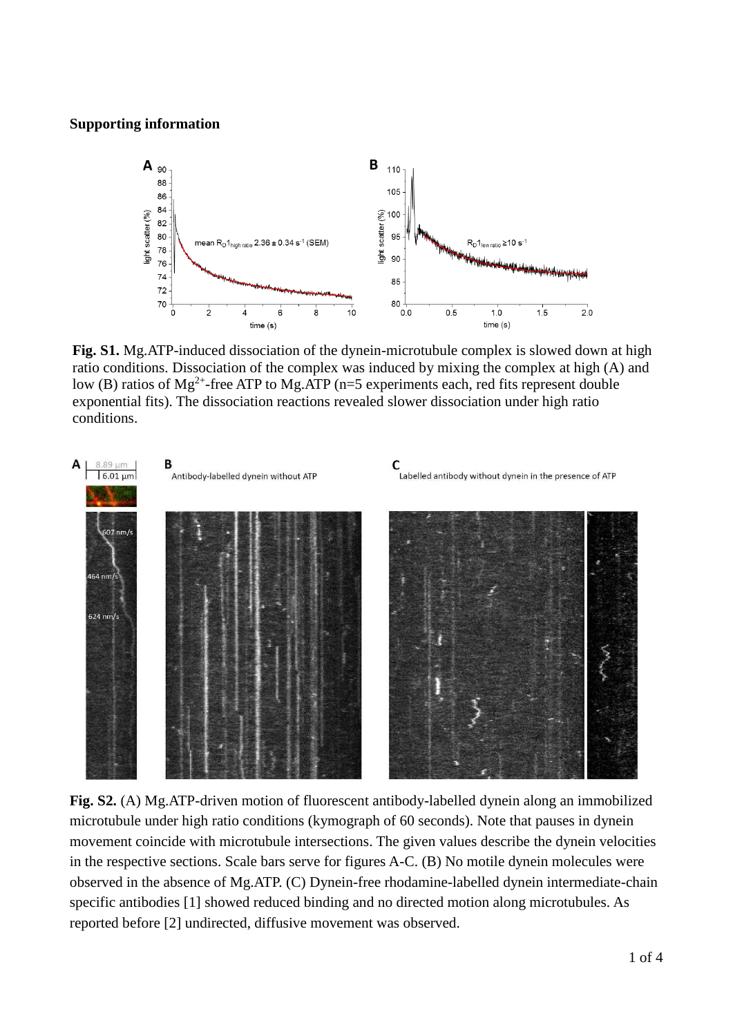**Supporting information**

**Fig. S1.** Mg.ATP-induced dissociation of the dynein-microtubule complex is slowed down at high ratio conditions. Dissociation of the complex was induced by mixing the complex at high (A) and low (B) ratios of $Mg^{2+}$-free ATP to Mg.ATP (n=5 experiments each, red fits represent double exponential fits). The dissociation reactions revealed slower dissociation under high ratio conditions.

**Fig. S2.** (A) Mg.ATP-driven motion of fluorescent antibody-labelled dynein along an immobilized microtubule under high ratio conditions (kymograph of 60 seconds). Note that pauses in dynein movement coincide with microtubule intersections. The given values describe the dynein velocities in the respective sections. Scale bars serve for figures A-C. (B) No motile dynein molecules were observed in the absence of Mg.ATP. (C) Dynein-free rhodamine-labelled dynein intermediate-chain specific antibodies [1] showed reduced binding and no directed motion along microtubules. As reported before [2] undirected, diffusive movement was observed.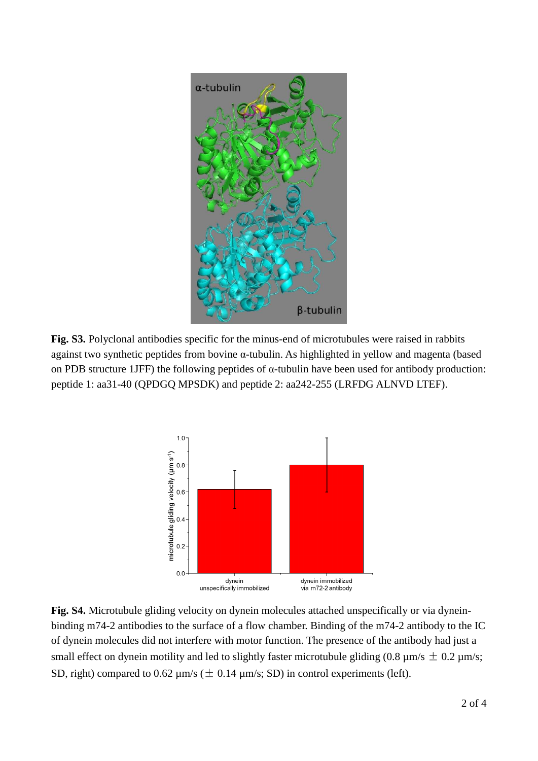**Fig. S3.** Polyclonal antibodies specific for the minus-end of microtubules were raised in rabbits against two synthetic peptides from bovine α-tubulin. As highlighted in yellow and magenta (based on PDB structure 1JFF) the following peptides of α-tubulin have been used for antibody production: peptide 1: aa31-40 (QPDGQ MPSDK) and peptide 2: aa242-255 (LRFDG ALNVD LTEF).

**Fig. S4.** Microtubule gliding velocity on dynein molecules attached unspecifically or via dynein-binding m74-2 antibodies to the surface of a flow chamber. Binding of the m74-2 antibody to the IC of dynein molecules did not interfere with motor function. The presence of the antibody had just a small effect on dynein motility and led to slightly faster microtubule gliding (0.8 µm/s $\pm$ 0.2 µm/s; SD, right) compared to 0.62 µm/s ($\pm$ 0.14 µm/s; SD) in control experiments (left).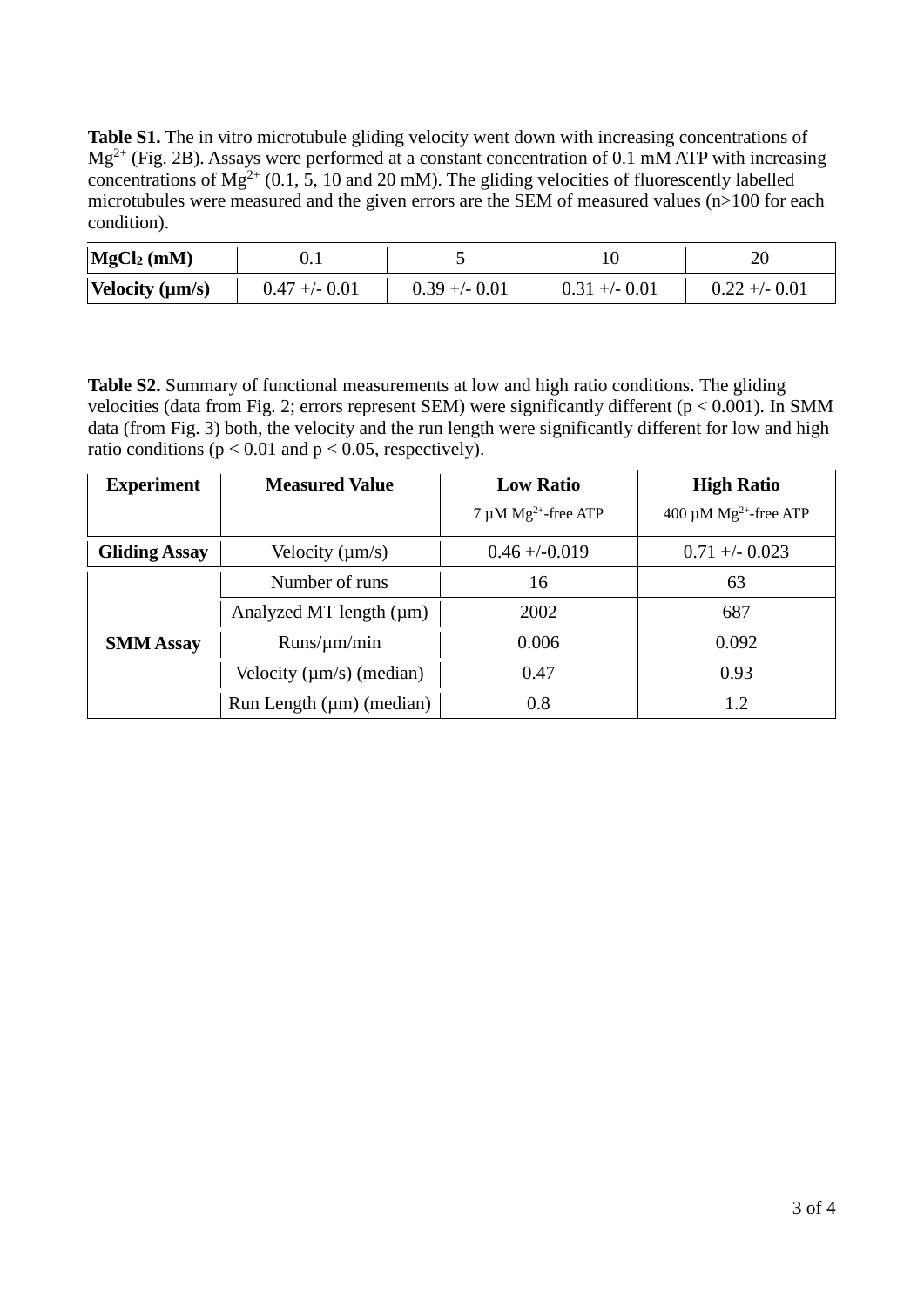**Table S1.** The in vitro microtubule gliding velocity went down with increasing concentrations of $Mg^{2+}$ (Fig. 2B). Assays were performed at a constant concentration of 0.1 mM ATP with increasing concentrations of $Mg^{2+}$ (0.1, 5, 10 and 20 mM). The gliding velocities of fluorescently labelled microtubules were measured and the given errors are the SEM of measured values (n>100 for each condition).

| **$MgCl_2$ (mM)** | 0.1 | 5 | 10 | 20 |
|---|---|---|---|---|
| **Velocity (µm/s)** | 0.47 +/- 0.01 | 0.39 +/- 0.01 | 0.31 +/- 0.01 | 0.22 +/- 0.01 |

**Table S2.** Summary of functional measurements at low and high ratio conditions. The gliding velocities (data from Fig. 2; errors represent SEM) were significantly different ($p < 0.001$). In SMM data (from Fig. 3) both, the velocity and the run length were significantly different for low and high ratio conditions ($p < 0.01$ and $p < 0.05$, respectively).

| **Experiment** | **Measured Value** | **Low Ratio** 7 µM $Mg^{2+}$-free ATP | **High Ratio** 400 µM $Mg^{2+}$-free ATP |
|---|---|---|---|
| **Gliding Assay** | Velocity (µm/s) | 0.46 +/-0.019 | 0.71 +/- 0.023 |
| **SMM Assay** | Number of runs | 16 | 63 |
| | Analyzed MT length (µm) | 2002 | 687 |
| | Runs/µm/min | 0.006 | 0.092 |
| | Velocity (µm/s) (median) | 0.47 | 0.93 |
| | Run Length (µm) (median) | 0.8 | 1.2 |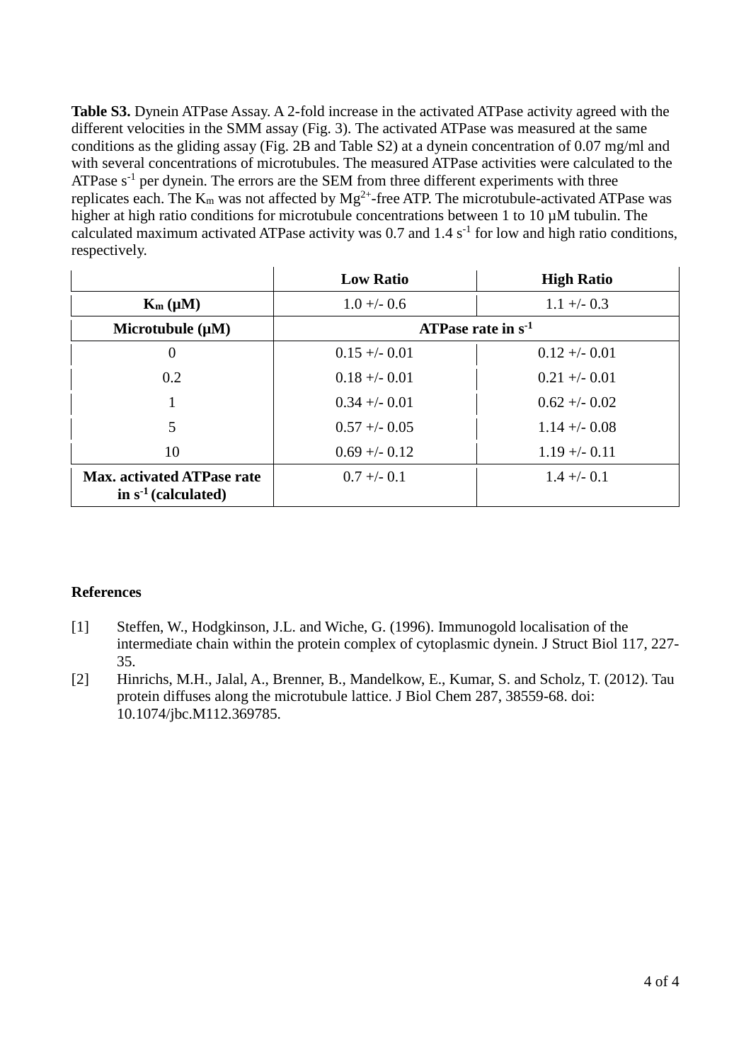**Table S3.** Dynein ATPase Assay. A 2-fold increase in the activated ATPase activity agreed with the different velocities in the SMM assay (Fig. 3). The activated ATPase was measured at the same conditions as the gliding assay (Fig. 2B and Table S2) at a dynein concentration of 0.07 mg/ml and with several concentrations of microtubules. The measured ATPase activities were calculated to the ATPase $s^{-1}$ per dynein. The errors are the SEM from three different experiments with three replicates each. The $K_m$ was not affected by $Mg^{2+}$-free ATP. The microtubule-activated ATPase was higher at high ratio conditions for microtubule concentrations between 1 to 10 µM tubulin. The calculated maximum activated ATPase activity was 0.7 and 1.4 $s^{-1}$ for low and high ratio conditions, respectively.

| | **Low Ratio** | **High Ratio** |
|---|---|---|
| **$K_m$ (µM)** | 1.0 +/- 0.6 | 1.1 +/- 0.3 |
| **Microtubule (µM)** | **ATPase rate in $s^{-1}$** | |
| 0 | 0.15 +/- 0.01 | 0.12 +/- 0.01 |
| 0.2 | 0.18 +/- 0.01 | 0.21 +/- 0.01 |
| 1 | 0.34 +/- 0.01 | 0.62 +/- 0.02 |
| 5 | 0.57 +/- 0.05 | 1.14 +/- 0.08 |
| 10 | 0.69 +/- 0.12 | 1.19 +/- 0.11 |
| **Max. activated ATPase rate in $s^{-1}$ (calculated)** | 0.7 +/- 0.1 | 1.4 +/- 0.1 |

**References**

[1] Steffen, W., Hodgkinson, J.L. and Wiche, G. (1996). Immunogold localisation of the intermediate chain within the protein complex of cytoplasmic dynein. J Struct Biol 117, 227-35.

[2] Hinrichs, M.H., Jalal, A., Brenner, B., Mandelkow, E., Kumar, S. and Scholz, T. (2012). Tau protein diffuses along the microtubule lattice. J Biol Chem 287, 38559-68. doi: 10.1074/jbc.M112.369785.